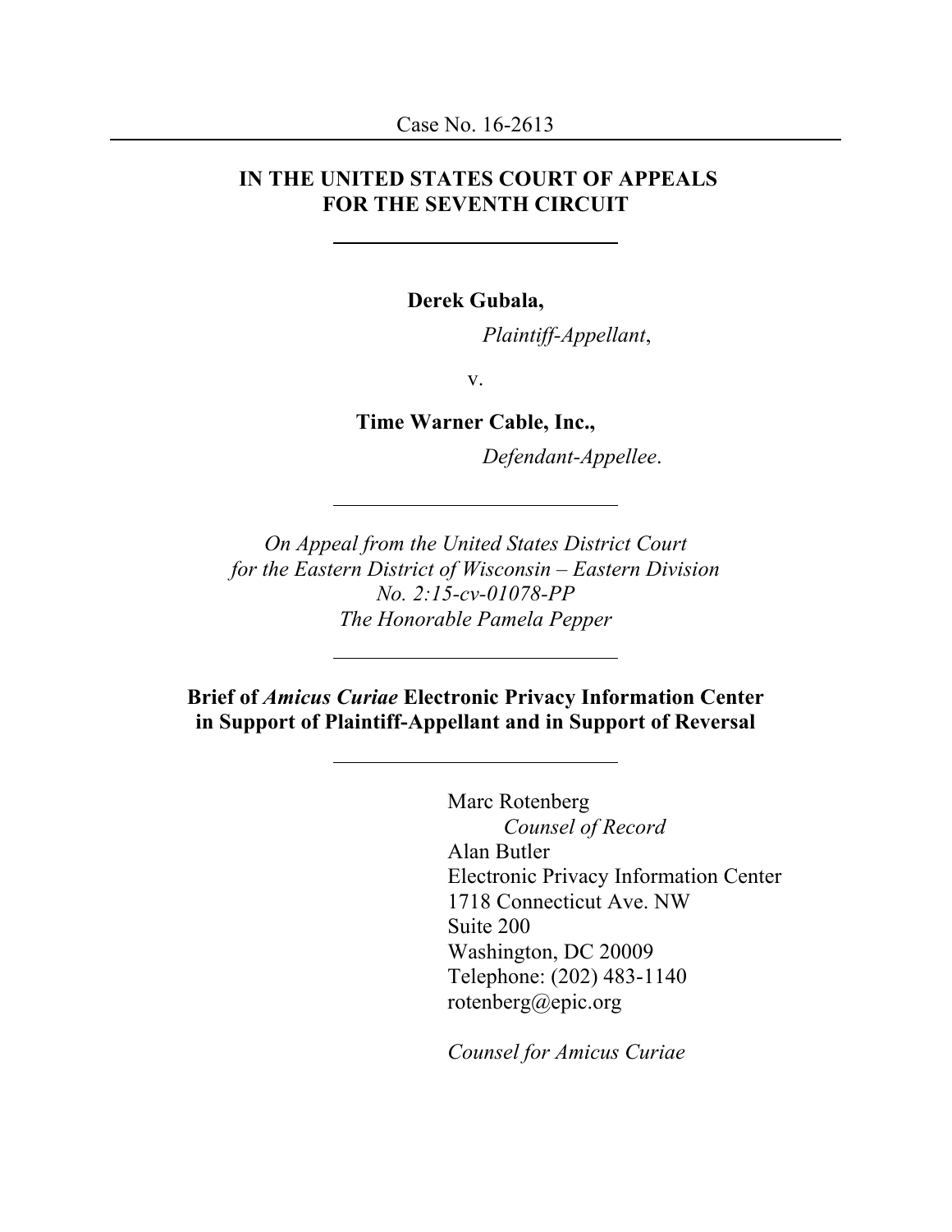Case No. 16-2613

---

**IN THE UNITED STATES COURT OF APPEALS**
**FOR THE SEVENTH CIRCUIT**

---

**Derek Gubala,**

*Plaintiff-Appellant*,

v.

**Time Warner Cable, Inc.,**

*Defendant-Appellee*.

---

*On Appeal from the United States District Court*
*for the Eastern District of Wisconsin – Eastern Division*
*No. 2:15-cv-01078-PP*
*The Honorable Pamela Pepper*

---

**Brief of *Amicus Curiae* Electronic Privacy Information Center in Support of Plaintiff-Appellant and in Support of Reversal**

---

Marc Rotenberg
*Counsel of Record*
Alan Butler
Electronic Privacy Information Center
1718 Connecticut Ave. NW
Suite 200
Washington, DC 20009
Telephone: (202) 483-1140
rotenberg@epic.org

*Counsel for Amicus Curiae*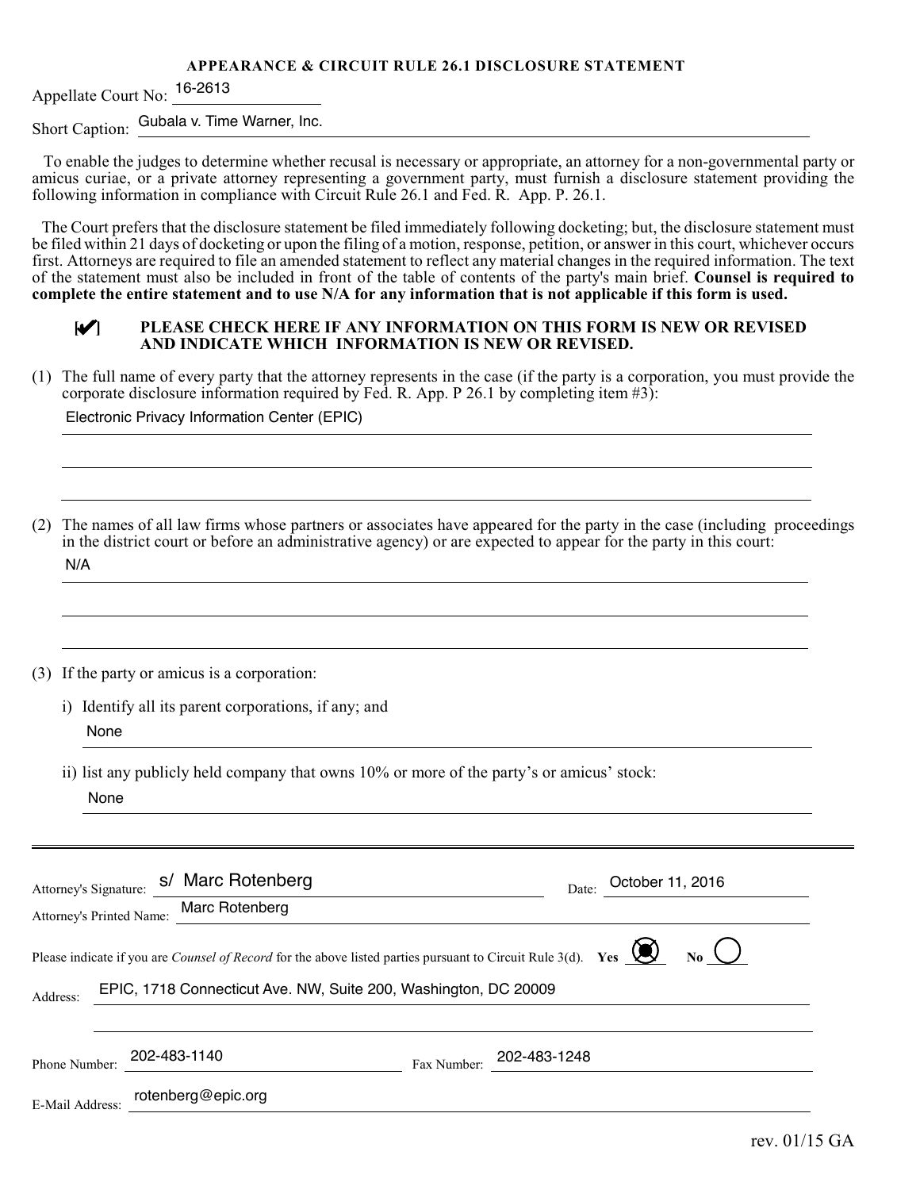**APPEARANCE & CIRCUIT RULE 26.1 DISCLOSURE STATEMENT**

Appellate Court No: 16-2613

Short Caption: Gubala v. Time Warner, Inc.

To enable the judges to determine whether recusal is necessary or appropriate, an attorney for a non-governmental party or amicus curiae, or a private attorney representing a government party, must furnish a disclosure statement providing the following information in compliance with Circuit Rule 26.1 and Fed. R. App. P. 26.1.

The Court prefers that the disclosure statement be filed immediately following docketing; but, the disclosure statement must be filed within 21 days of docketing or upon the filing of a motion, response, petition, or answer in this court, whichever occurs first. Attorneys are required to file an amended statement to reflect any material changes in the required information. The text of the statement must also be included in front of the table of contents of the party's main brief. **Counsel is required to complete the entire statement and to use N/A for any information that is not applicable if this form is used.**

[✔] **PLEASE CHECK HERE IF ANY INFORMATION ON THIS FORM IS NEW OR REVISED AND INDICATE WHICH INFORMATION IS NEW OR REVISED.**

(1) The full name of every party that the attorney represents in the case (if the party is a corporation, you must provide the corporate disclosure information required by Fed. R. App. P 26.1 by completing item #3):

Electronic Privacy Information Center (EPIC)

(2) The names of all law firms whose partners or associates have appeared for the party in the case (including proceedings in the district court or before an administrative agency) or are expected to appear for the party in this court:

N/A

(3) If the party or amicus is a corporation:

i) Identify all its parent corporations, if any; and

None

ii) list any publicly held company that owns 10% or more of the party's or amicus' stock:

None

---

Attorney's Signature: s/ Marc Rotenberg

Date: October 11, 2016

Attorney's Printed Name: Marc Rotenberg

Please indicate if you are *Counsel of Record* for the above listed parties pursuant to Circuit Rule 3(d). **Yes** (X) **No** ( )

Address: EPIC, 1718 Connecticut Ave. NW, Suite 200, Washington, DC 20009

Phone Number: 202-483-1140

Fax Number: 202-483-1248

E-Mail Address: rotenberg@epic.org

rev. 01/15 GA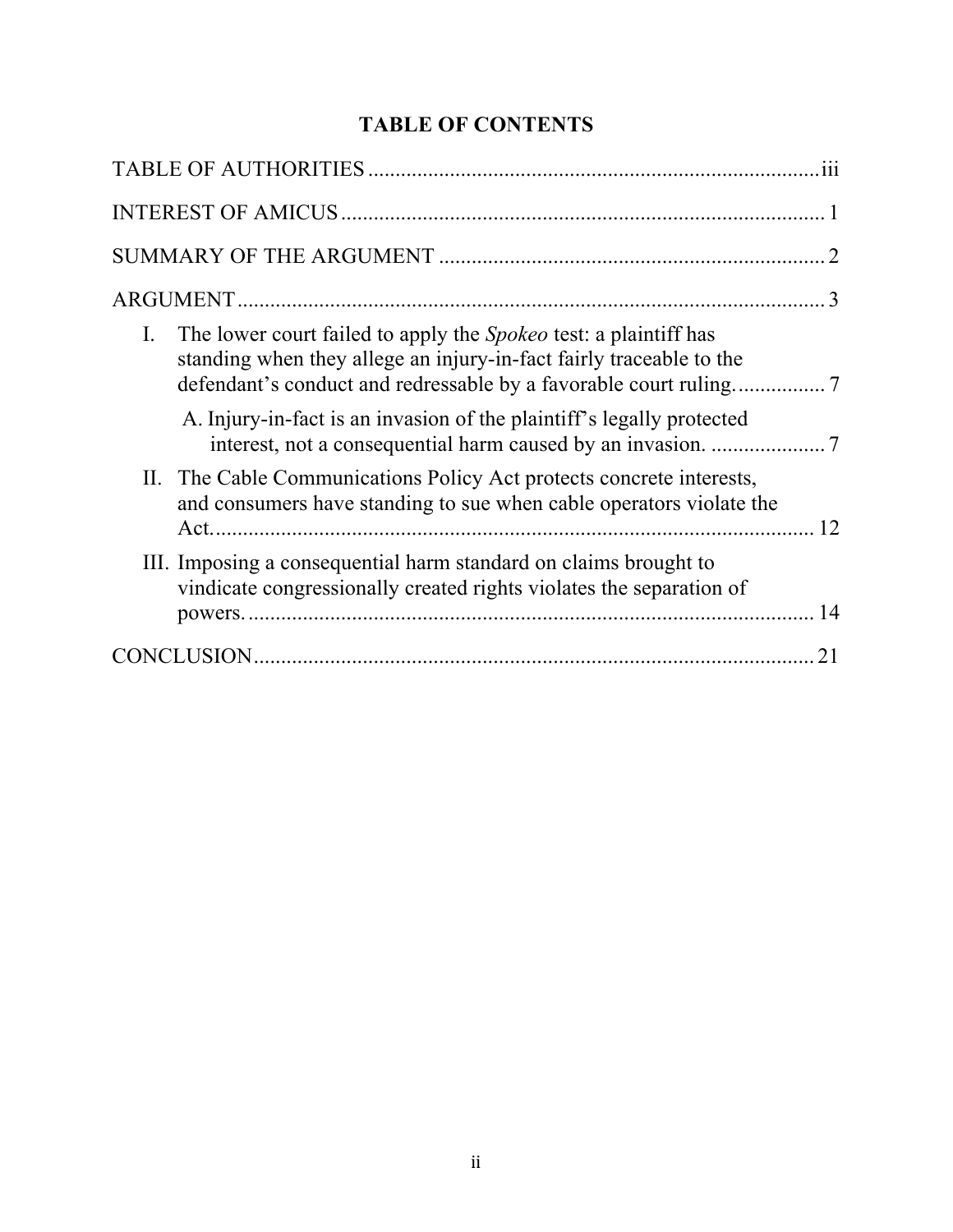# TABLE OF CONTENTS

TABLE OF AUTHORITIES .................................................................................. iii

INTEREST OF AMICUS ........................................................................................ 1

SUMMARY OF THE ARGUMENT ...................................................................... 2

ARGUMENT .......................................................................................................... 3

I. The lower court failed to apply the *Spokeo* test: a plaintiff has standing when they allege an injury-in-fact fairly traceable to the defendant's conduct and redressable by a favorable court ruling. ................ 7

   A. Injury-in-fact is an invasion of the plaintiff's legally protected interest, not a consequential harm caused by an invasion. ..................... 7

II. The Cable Communications Policy Act protects concrete interests, and consumers have standing to sue when cable operators violate the Act. ............................................................................................................ 12

III. Imposing a consequential harm standard on claims brought to vindicate congressionally created rights violates the separation of powers. ....................................................................................................... 14

CONCLUSION ...................................................................................................... 21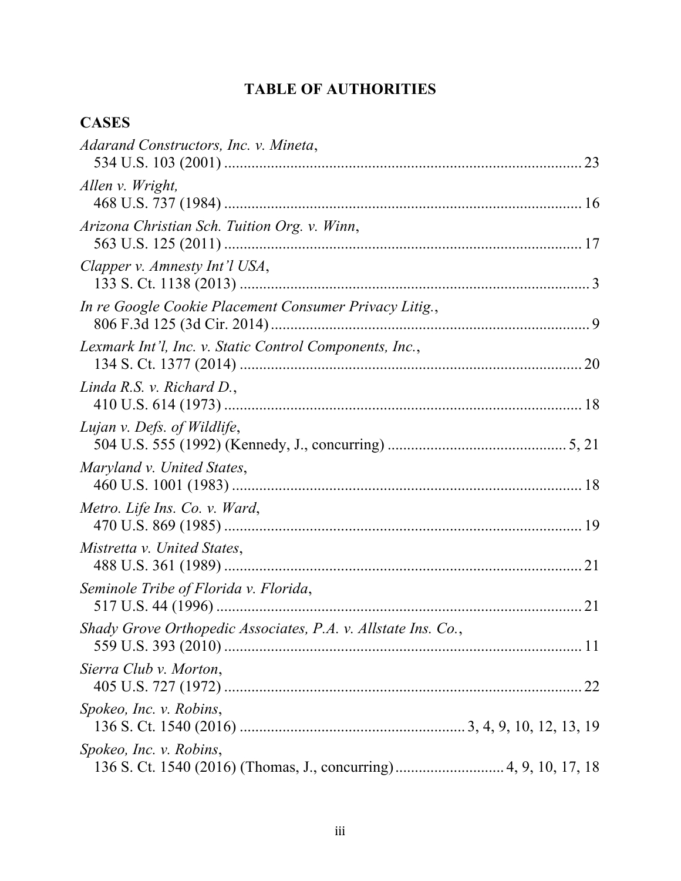# TABLE OF AUTHORITIES

## CASES

*Adarand Constructors, Inc. v. Mineta*,
534 U.S. 103 (2001) .......................................................................................... 23

*Allen v. Wright,*
468 U.S. 737 (1984) .......................................................................................... 16

*Arizona Christian Sch. Tuition Org. v. Winn*,
563 U.S. 125 (2011) .......................................................................................... 17

*Clapper v. Amnesty Int'l USA*,
133 S. Ct. 1138 (2013) ........................................................................................ 3

*In re Google Cookie Placement Consumer Privacy Litig.*,
806 F.3d 125 (3d Cir. 2014) ................................................................................ 9

*Lexmark Int'l, Inc. v. Static Control Components, Inc.*,
134 S. Ct. 1377 (2014) ...................................................................................... 20

*Linda R.S. v. Richard D.*,
410 U.S. 614 (1973) .......................................................................................... 18

*Lujan v. Defs. of Wildlife*,
504 U.S. 555 (1992) (Kennedy, J., concurring) ............................................ 5, 21

*Maryland v. United States*,
460 U.S. 1001 (1983) ........................................................................................ 18

*Metro. Life Ins. Co. v. Ward*,
470 U.S. 869 (1985) .......................................................................................... 19

*Mistretta v. United States*,
488 U.S. 361 (1989) .......................................................................................... 21

*Seminole Tribe of Florida v. Florida*,
517 U.S. 44 (1996) ............................................................................................ 21

*Shady Grove Orthopedic Associates, P.A. v. Allstate Ins. Co.*,
559 U.S. 393 (2010) .......................................................................................... 11

*Sierra Club v. Morton*,
405 U.S. 727 (1972) .......................................................................................... 22

*Spokeo, Inc. v. Robins*,
136 S. Ct. 1540 (2016) ........................................................ 3, 4, 9, 10, 12, 13, 19

*Spokeo, Inc. v. Robins*,
136 S. Ct. 1540 (2016) (Thomas, J., concurring) ........................... 4, 9, 10, 17, 18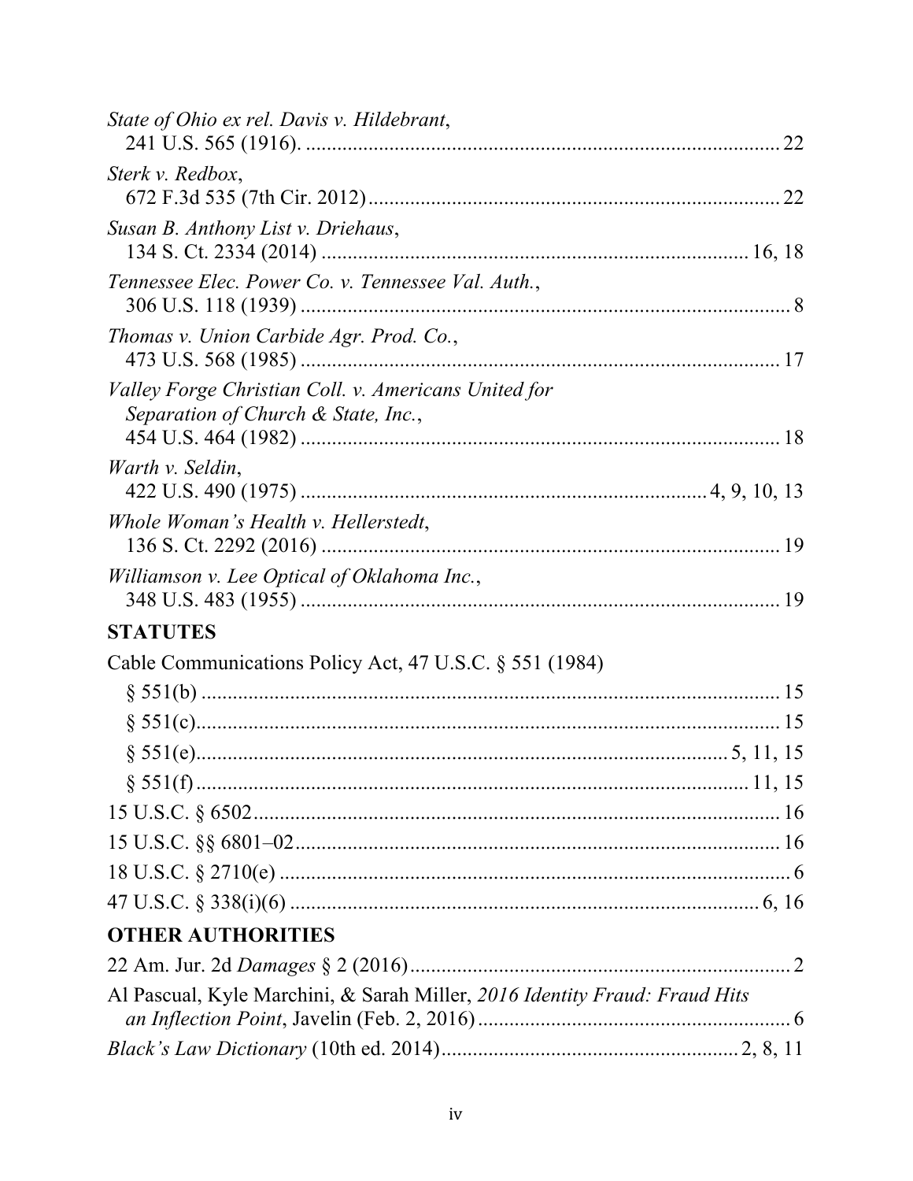*State of Ohio ex rel. Davis v. Hildebrant*,
241 U.S. 565 (1916). .......... 22

*Sterk v. Redbox*,
672 F.3d 535 (7th Cir. 2012) .......... 22

*Susan B. Anthony List v. Driehaus*,
134 S. Ct. 2334 (2014) .......... 16, 18

*Tennessee Elec. Power Co. v. Tennessee Val. Auth.*,
306 U.S. 118 (1939) .......... 8

*Thomas v. Union Carbide Agr. Prod. Co.*,
473 U.S. 568 (1985) .......... 17

*Valley Forge Christian Coll. v. Americans United for Separation of Church & State, Inc.*,
454 U.S. 464 (1982) .......... 18

*Warth v. Seldin*,
422 U.S. 490 (1975) .......... 4, 9, 10, 13

*Whole Woman's Health v. Hellerstedt*,
136 S. Ct. 2292 (2016) .......... 19

*Williamson v. Lee Optical of Oklahoma Inc.*,
348 U.S. 483 (1955) .......... 19

## STATUTES

Cable Communications Policy Act, 47 U.S.C. § 551 (1984)

- § 551(b) .......... 15
- § 551(c) .......... 15
- § 551(e) .......... 5, 11, 15
- § 551(f) .......... 11, 15

15 U.S.C. § 6502 .......... 16

15 U.S.C. §§ 6801–02 .......... 16

18 U.S.C. § 2710(e) .......... 6

47 U.S.C. § 338(i)(6) .......... 6, 16

## OTHER AUTHORITIES

22 Am. Jur. 2d *Damages* § 2 (2016) .......... 2

Al Pascual, Kyle Marchini, & Sarah Miller, *2016 Identity Fraud: Fraud Hits an Inflection Point*, Javelin (Feb. 2, 2016) .......... 6

*Black's Law Dictionary* (10th ed. 2014) .......... 2, 8, 11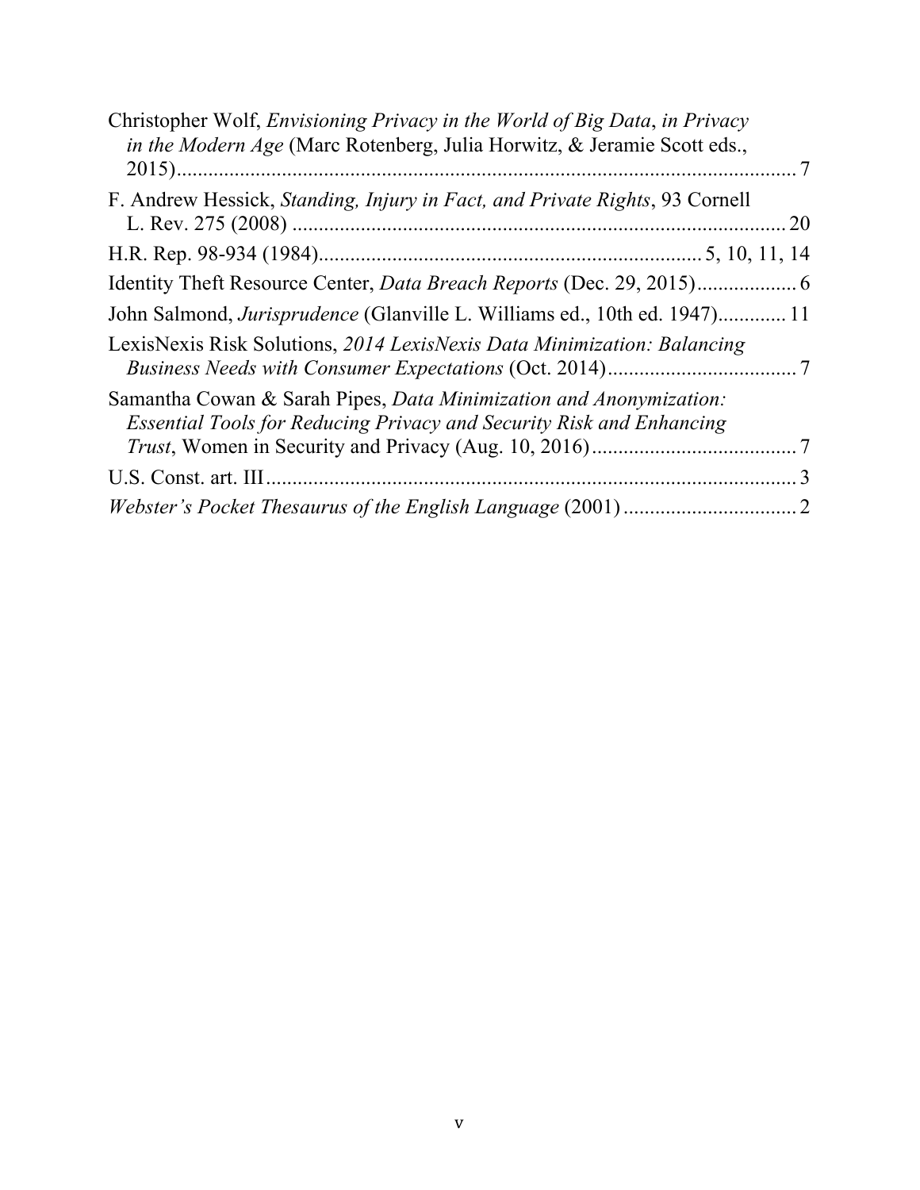Christopher Wolf, *Envisioning Privacy in the World of Big Data*, *in Privacy in the Modern Age* (Marc Rotenberg, Julia Horwitz, & Jeramie Scott eds., 2015)........................................................................................................................ 7

F. Andrew Hessick, *Standing, Injury in Fact, and Private Rights*, 93 Cornell L. Rev. 275 (2008) ................................................................................................ 20

H.R. Rep. 98-934 (1984)......................................................................... 5, 10, 11, 14

Identity Theft Resource Center, *Data Breach Reports* (Dec. 29, 2015)................... 6

John Salmond, *Jurisprudence* (Glanville L. Williams ed., 10th ed. 1947)............. 11

LexisNexis Risk Solutions, *2014 LexisNexis Data Minimization: Balancing Business Needs with Consumer Expectations* (Oct. 2014).................................... 7

Samantha Cowan & Sarah Pipes, *Data Minimization and Anonymization: Essential Tools for Reducing Privacy and Security Risk and Enhancing Trust*, Women in Security and Privacy (Aug. 10, 2016)....................................... 7

U.S. Const. art. III..................................................................................................... 3

*Webster's Pocket Thesaurus of the English Language* (2001) ................................. 2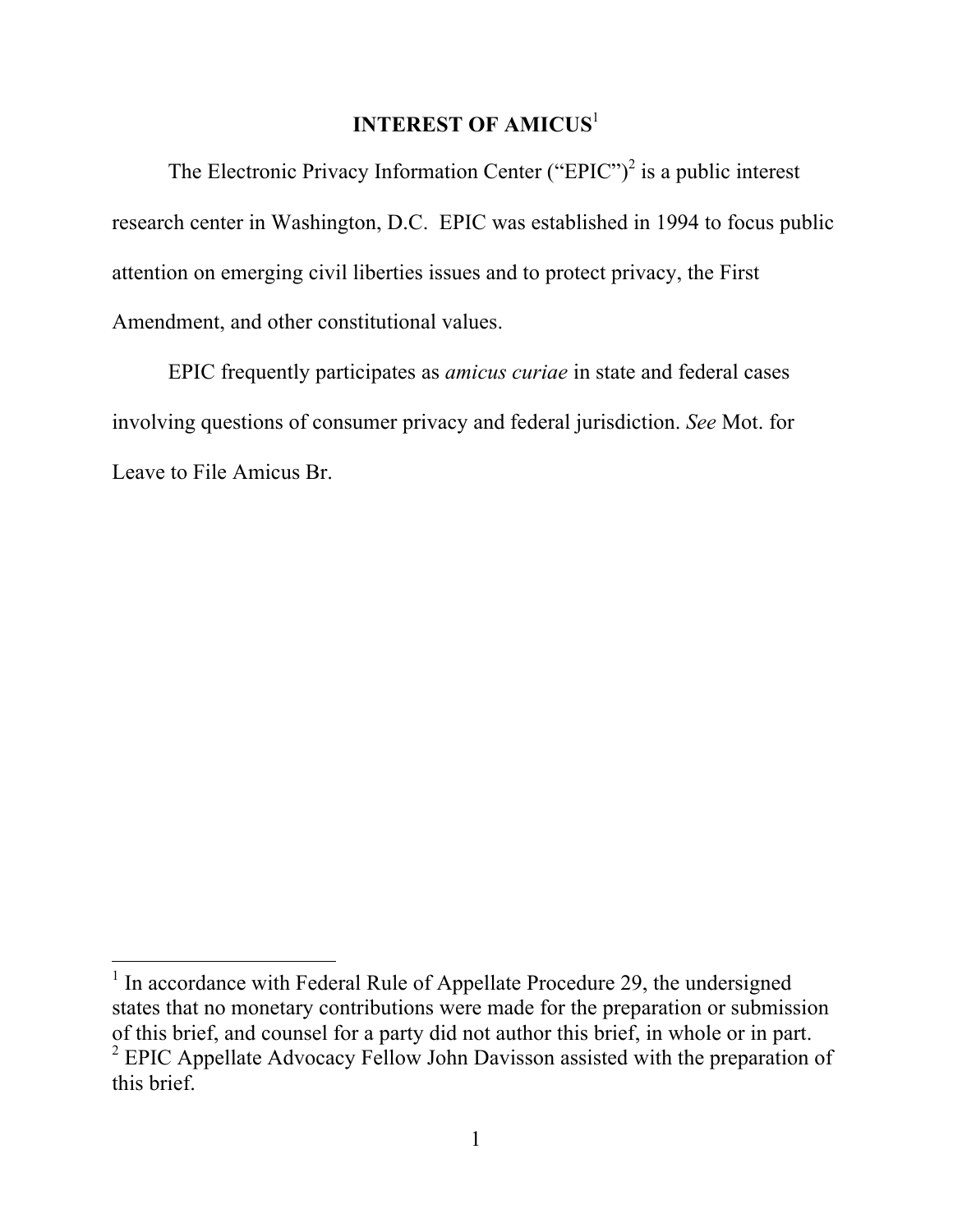# INTEREST OF AMICUS[1]

The Electronic Privacy Information Center ("EPIC")[2] is a public interest research center in Washington, D.C. EPIC was established in 1994 to focus public attention on emerging civil liberties issues and to protect privacy, the First Amendment, and other constitutional values.

EPIC frequently participates as *amicus curiae* in state and federal cases involving questions of consumer privacy and federal jurisdiction. *See* Mot. for Leave to File Amicus Br.

---

[1] In accordance with Federal Rule of Appellate Procedure 29, the undersigned states that no monetary contributions were made for the preparation or submission of this brief, and counsel for a party did not author this brief, in whole or in part.

[2] EPIC Appellate Advocacy Fellow John Davisson assisted with the preparation of this brief.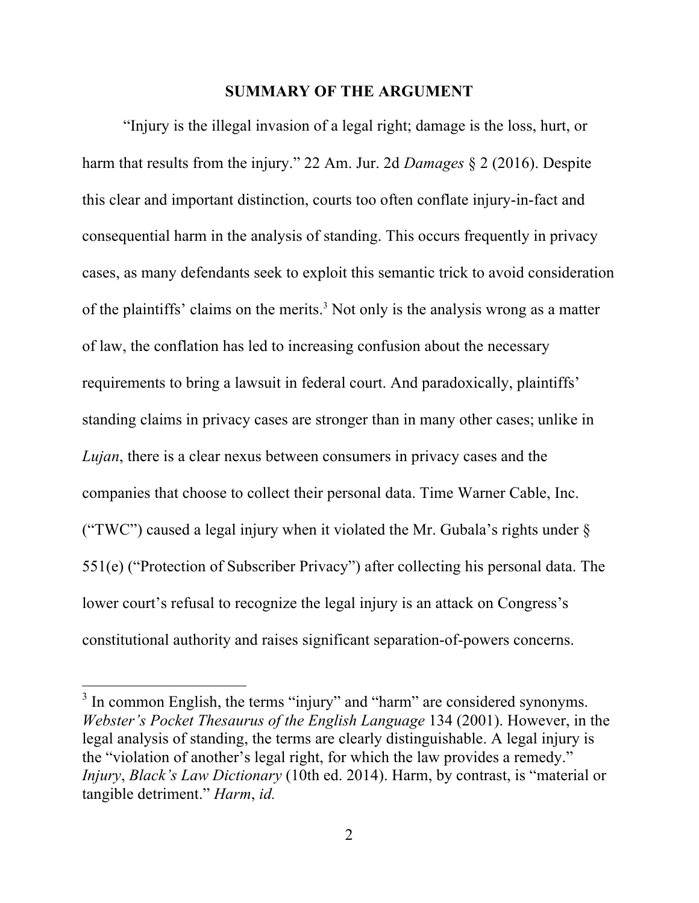## SUMMARY OF THE ARGUMENT

"Injury is the illegal invasion of a legal right; damage is the loss, hurt, or harm that results from the injury." 22 Am. Jur. 2d *Damages* § 2 (2016). Despite this clear and important distinction, courts too often conflate injury-in-fact and consequential harm in the analysis of standing. This occurs frequently in privacy cases, as many defendants seek to exploit this semantic trick to avoid consideration of the plaintiffs' claims on the merits.[3] Not only is the analysis wrong as a matter of law, the conflation has led to increasing confusion about the necessary requirements to bring a lawsuit in federal court. And paradoxically, plaintiffs' standing claims in privacy cases are stronger than in many other cases; unlike in *Lujan*, there is a clear nexus between consumers in privacy cases and the companies that choose to collect their personal data. Time Warner Cable, Inc. ("TWC") caused a legal injury when it violated the Mr. Gubala's rights under § 551(e) ("Protection of Subscriber Privacy") after collecting his personal data. The lower court's refusal to recognize the legal injury is an attack on Congress's constitutional authority and raises significant separation-of-powers concerns.

[3] In common English, the terms "injury" and "harm" are considered synonyms. *Webster's Pocket Thesaurus of the English Language* 134 (2001). However, in the legal analysis of standing, the terms are clearly distinguishable. A legal injury is the "violation of another's legal right, for which the law provides a remedy." *Injury*, *Black's Law Dictionary* (10th ed. 2014). Harm, by contrast, is "material or tangible detriment." *Harm*, *id.*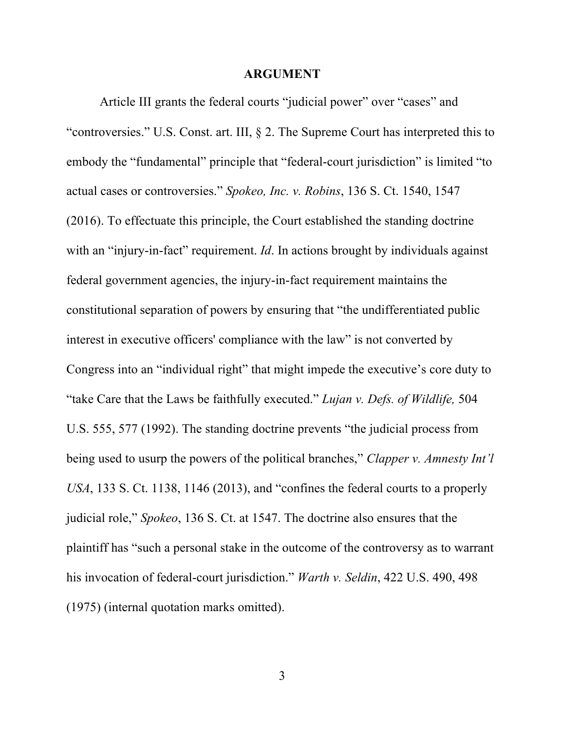## ARGUMENT

Article III grants the federal courts "judicial power" over "cases" and "controversies." U.S. Const. art. III, § 2. The Supreme Court has interpreted this to embody the "fundamental" principle that "federal-court jurisdiction" is limited "to actual cases or controversies." *Spokeo, Inc. v. Robins*, 136 S. Ct. 1540, 1547 (2016). To effectuate this principle, the Court established the standing doctrine with an "injury-in-fact" requirement. *Id*. In actions brought by individuals against federal government agencies, the injury-in-fact requirement maintains the constitutional separation of powers by ensuring that "the undifferentiated public interest in executive officers' compliance with the law" is not converted by Congress into an "individual right" that might impede the executive's core duty to "take Care that the Laws be faithfully executed." *Lujan v. Defs. of Wildlife,* 504 U.S. 555, 577 (1992). The standing doctrine prevents "the judicial process from being used to usurp the powers of the political branches," *Clapper v. Amnesty Int'l USA*, 133 S. Ct. 1138, 1146 (2013), and "confines the federal courts to a properly judicial role," *Spokeo*, 136 S. Ct. at 1547. The doctrine also ensures that the plaintiff has "such a personal stake in the outcome of the controversy as to warrant his invocation of federal-court jurisdiction." *Warth v. Seldin*, 422 U.S. 490, 498 (1975) (internal quotation marks omitted).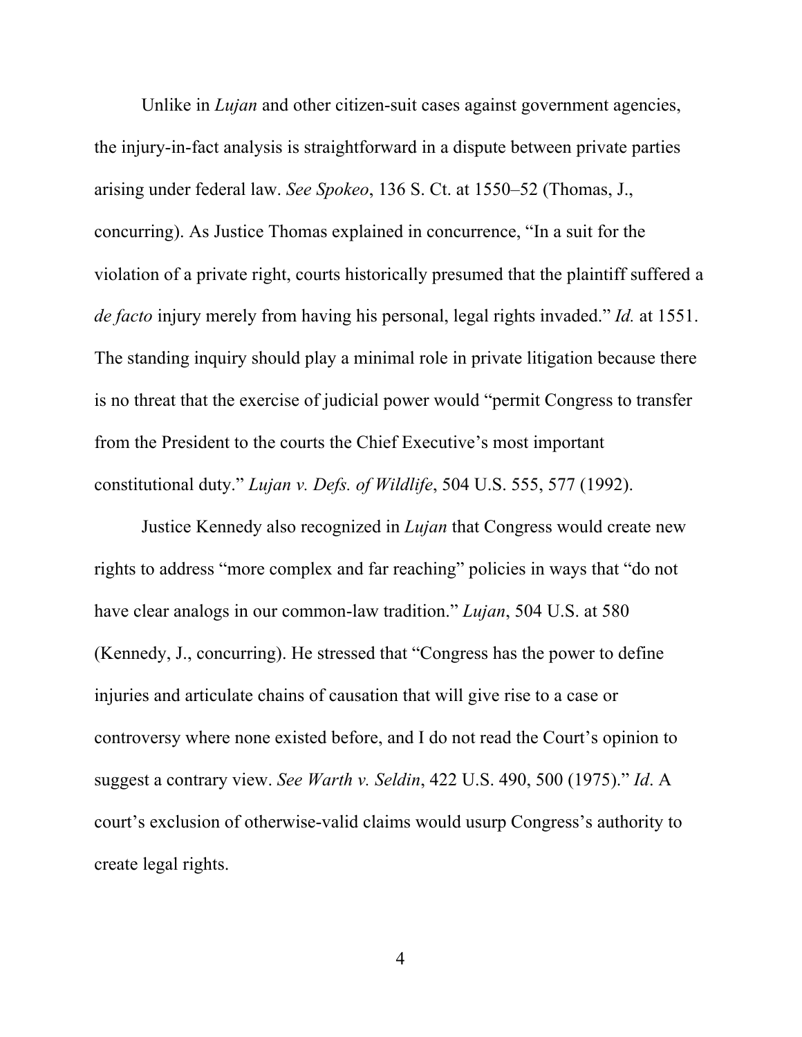Unlike in *Lujan* and other citizen-suit cases against government agencies, the injury-in-fact analysis is straightforward in a dispute between private parties arising under federal law. *See Spokeo*, 136 S. Ct. at 1550–52 (Thomas, J., concurring). As Justice Thomas explained in concurrence, "In a suit for the violation of a private right, courts historically presumed that the plaintiff suffered a *de facto* injury merely from having his personal, legal rights invaded." *Id.* at 1551. The standing inquiry should play a minimal role in private litigation because there is no threat that the exercise of judicial power would "permit Congress to transfer from the President to the courts the Chief Executive's most important constitutional duty." *Lujan v. Defs. of Wildlife*, 504 U.S. 555, 577 (1992).

Justice Kennedy also recognized in *Lujan* that Congress would create new rights to address "more complex and far reaching" policies in ways that "do not have clear analogs in our common-law tradition." *Lujan*, 504 U.S. at 580 (Kennedy, J., concurring). He stressed that "Congress has the power to define injuries and articulate chains of causation that will give rise to a case or controversy where none existed before, and I do not read the Court's opinion to suggest a contrary view. *See Warth v. Seldin*, 422 U.S. 490, 500 (1975)." *Id*. A court's exclusion of otherwise-valid claims would usurp Congress's authority to create legal rights.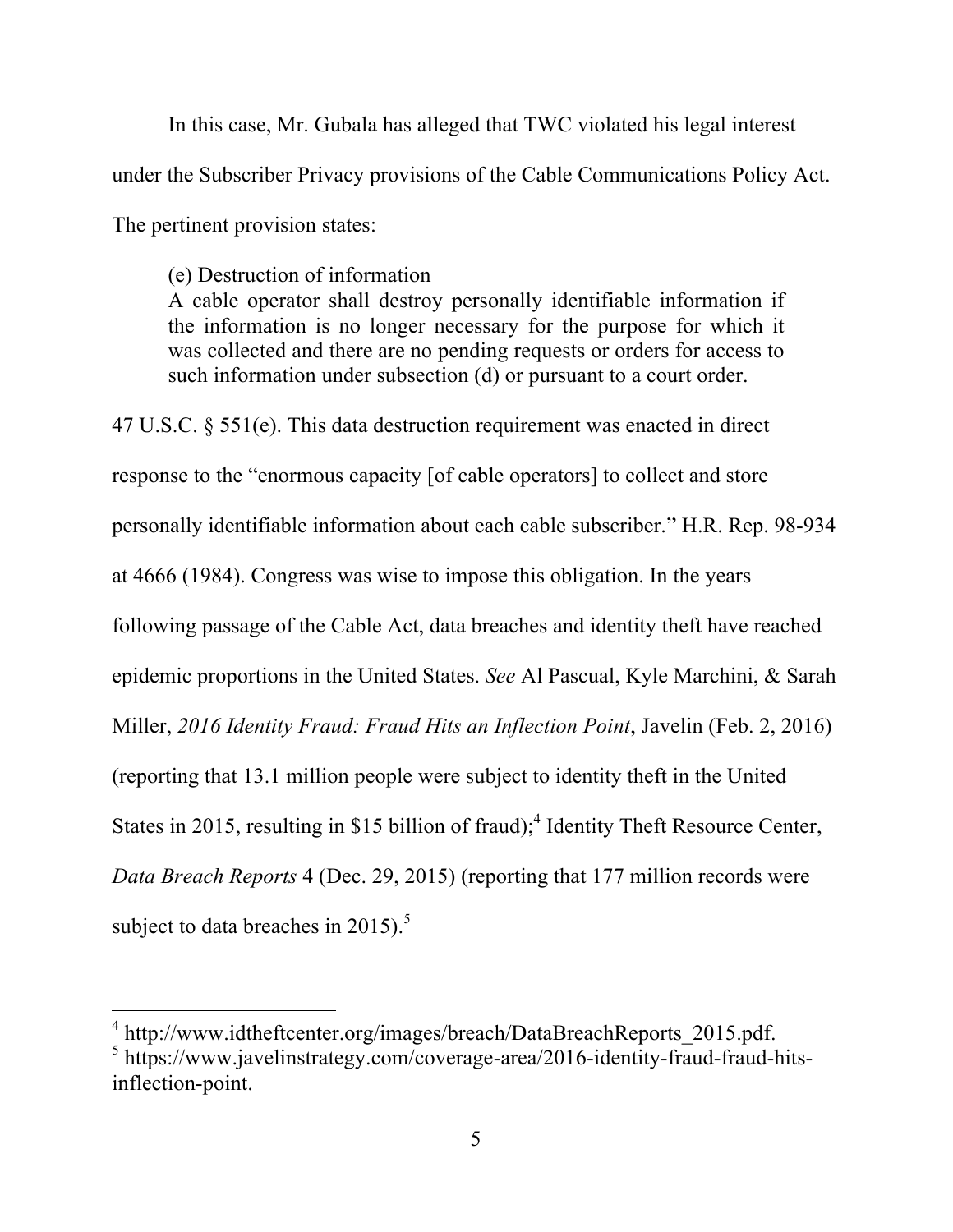In this case, Mr. Gubala has alleged that TWC violated his legal interest under the Subscriber Privacy provisions of the Cable Communications Policy Act. The pertinent provision states:

> (e) Destruction of information
> A cable operator shall destroy personally identifiable information if the information is no longer necessary for the purpose for which it was collected and there are no pending requests or orders for access to such information under subsection (d) or pursuant to a court order.

47 U.S.C. § 551(e). This data destruction requirement was enacted in direct response to the "enormous capacity [of cable operators] to collect and store personally identifiable information about each cable subscriber." H.R. Rep. 98-934 at 4666 (1984). Congress was wise to impose this obligation. In the years following passage of the Cable Act, data breaches and identity theft have reached epidemic proportions in the United States. *See* Al Pascual, Kyle Marchini, & Sarah Miller, *2016 Identity Fraud: Fraud Hits an Inflection Point*, Javelin (Feb. 2, 2016) (reporting that 13.1 million people were subject to identity theft in the United States in 2015, resulting in $15 billion of fraud);[4] Identity Theft Resource Center, *Data Breach Reports* 4 (Dec. 29, 2015) (reporting that 177 million records were subject to data breaches in 2015).[5]

---

[4] http://www.idtheftcenter.org/images/breach/DataBreachReports_2015.pdf.

[5] https://www.javelinstrategy.com/coverage-area/2016-identity-fraud-fraud-hits-inflection-point.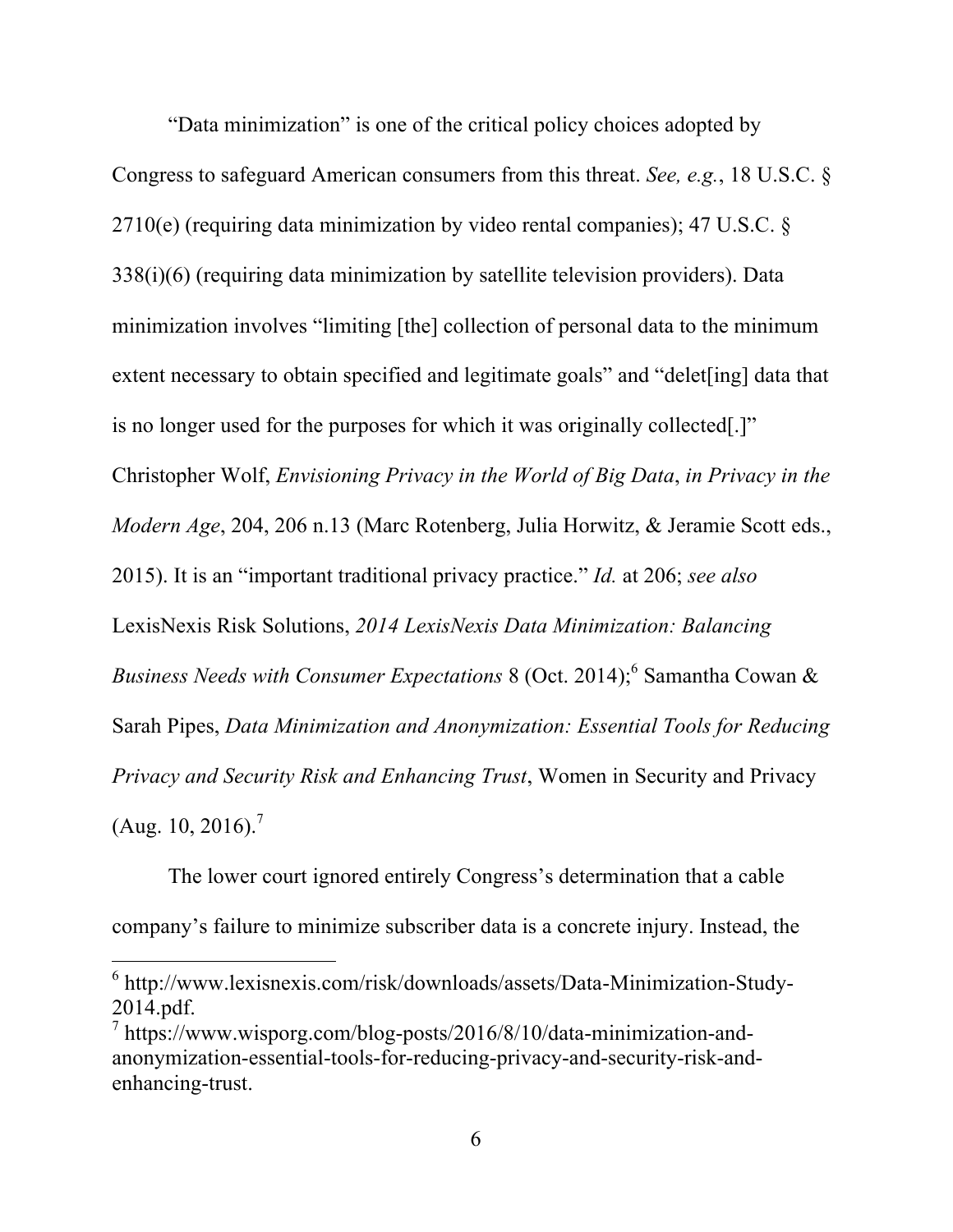"Data minimization" is one of the critical policy choices adopted by Congress to safeguard American consumers from this threat. *See, e.g.*, 18 U.S.C. § 2710(e) (requiring data minimization by video rental companies); 47 U.S.C. § 338(i)(6) (requiring data minimization by satellite television providers). Data minimization involves "limiting [the] collection of personal data to the minimum extent necessary to obtain specified and legitimate goals" and "delet[ing] data that is no longer used for the purposes for which it was originally collected[.]" Christopher Wolf, *Envisioning Privacy in the World of Big Data*, *in Privacy in the Modern Age*, 204, 206 n.13 (Marc Rotenberg, Julia Horwitz, & Jeramie Scott eds., 2015). It is an "important traditional privacy practice." *Id.* at 206; *see also* LexisNexis Risk Solutions, *2014 LexisNexis Data Minimization: Balancing Business Needs with Consumer Expectations* 8 (Oct. 2014);[6] Samantha Cowan & Sarah Pipes, *Data Minimization and Anonymization: Essential Tools for Reducing Privacy and Security Risk and Enhancing Trust*, Women in Security and Privacy (Aug. 10, 2016).[7]

The lower court ignored entirely Congress's determination that a cable company's failure to minimize subscriber data is a concrete injury. Instead, the

---

[6] http://www.lexisnexis.com/risk/downloads/assets/Data-Minimization-Study-2014.pdf.

[7] https://www.wisporg.com/blog-posts/2016/8/10/data-minimization-and-anonymization-essential-tools-for-reducing-privacy-and-security-risk-and-enhancing-trust.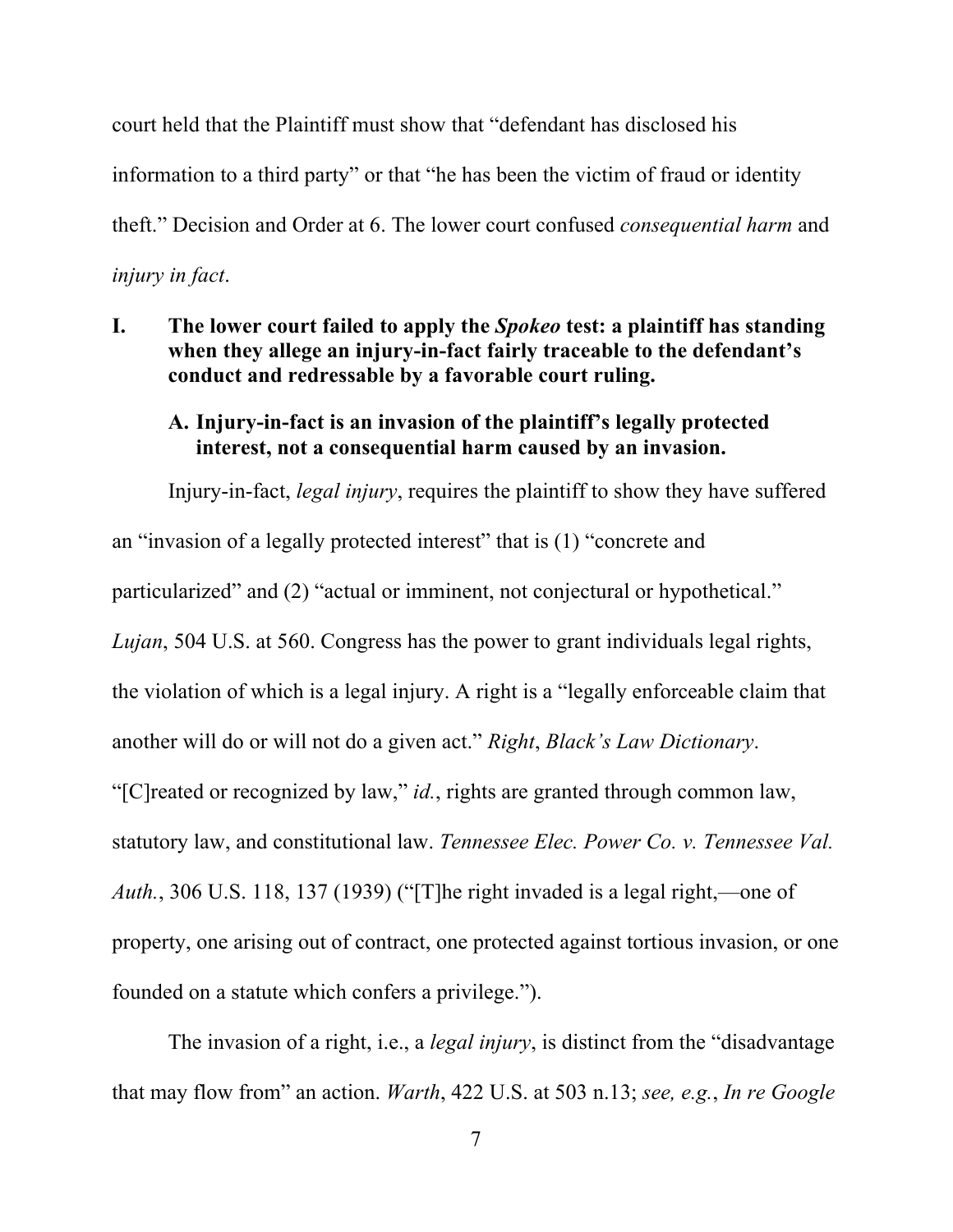court held that the Plaintiff must show that "defendant has disclosed his information to a third party" or that "he has been the victim of fraud or identity theft." Decision and Order at 6. The lower court confused *consequential harm* and *injury in fact*.

## I. The lower court failed to apply the *Spokeo* test: a plaintiff has standing when they allege an injury-in-fact fairly traceable to the defendant's conduct and redressable by a favorable court ruling.

### A. Injury-in-fact is an invasion of the plaintiff's legally protected interest, not a consequential harm caused by an invasion.

Injury-in-fact, *legal injury*, requires the plaintiff to show they have suffered an "invasion of a legally protected interest" that is (1) "concrete and particularized" and (2) "actual or imminent, not conjectural or hypothetical." *Lujan*, 504 U.S. at 560. Congress has the power to grant individuals legal rights, the violation of which is a legal injury. A right is a "legally enforceable claim that another will do or will not do a given act." *Right*, *Black's Law Dictionary*. "[C]reated or recognized by law," *id.*, rights are granted through common law, statutory law, and constitutional law. *Tennessee Elec. Power Co. v. Tennessee Val. Auth.*, 306 U.S. 118, 137 (1939) ("[T]he right invaded is a legal right,—one of property, one arising out of contract, one protected against tortious invasion, or one founded on a statute which confers a privilege.").

The invasion of a right, i.e., a *legal injury*, is distinct from the "disadvantage that may flow from" an action. *Warth*, 422 U.S. at 503 n.13; *see, e.g.*, *In re Google*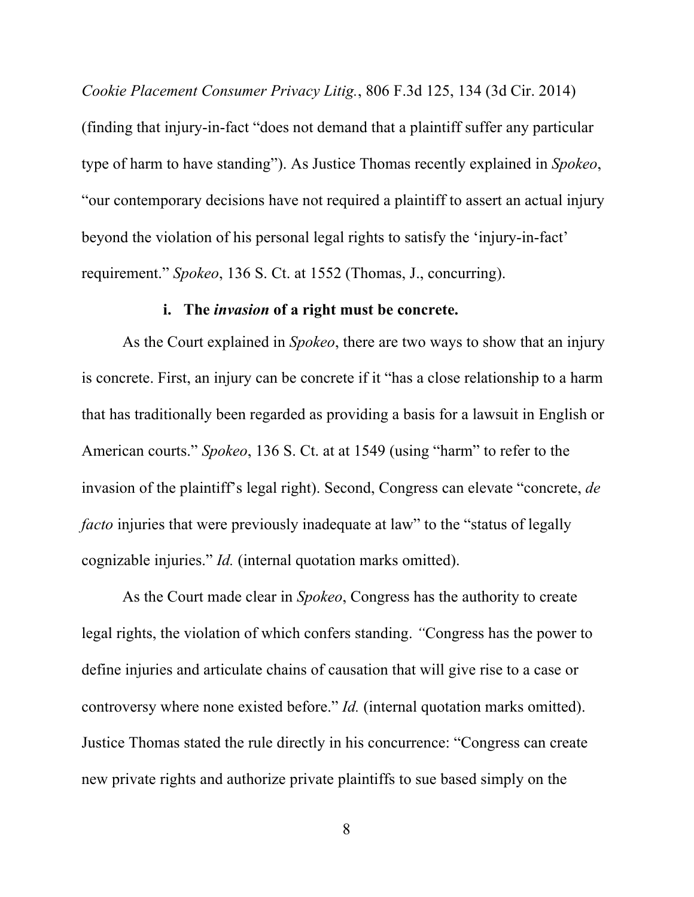*Cookie Placement Consumer Privacy Litig.*, 806 F.3d 125, 134 (3d Cir. 2014) (finding that injury-in-fact "does not demand that a plaintiff suffer any particular type of harm to have standing"). As Justice Thomas recently explained in *Spokeo*, "our contemporary decisions have not required a plaintiff to assert an actual injury beyond the violation of his personal legal rights to satisfy the 'injury-in-fact' requirement." *Spokeo*, 136 S. Ct. at 1552 (Thomas, J., concurring).

**i. The *invasion* of a right must be concrete.**

As the Court explained in *Spokeo*, there are two ways to show that an injury is concrete. First, an injury can be concrete if it "has a close relationship to a harm that has traditionally been regarded as providing a basis for a lawsuit in English or American courts." *Spokeo*, 136 S. Ct. at at 1549 (using "harm" to refer to the invasion of the plaintiff's legal right). Second, Congress can elevate "concrete, *de facto* injuries that were previously inadequate at law" to the "status of legally cognizable injuries." *Id.* (internal quotation marks omitted).

As the Court made clear in *Spokeo*, Congress has the authority to create legal rights, the violation of which confers standing. "Congress has the power to define injuries and articulate chains of causation that will give rise to a case or controversy where none existed before." *Id.* (internal quotation marks omitted). Justice Thomas stated the rule directly in his concurrence: "Congress can create new private rights and authorize private plaintiffs to sue based simply on the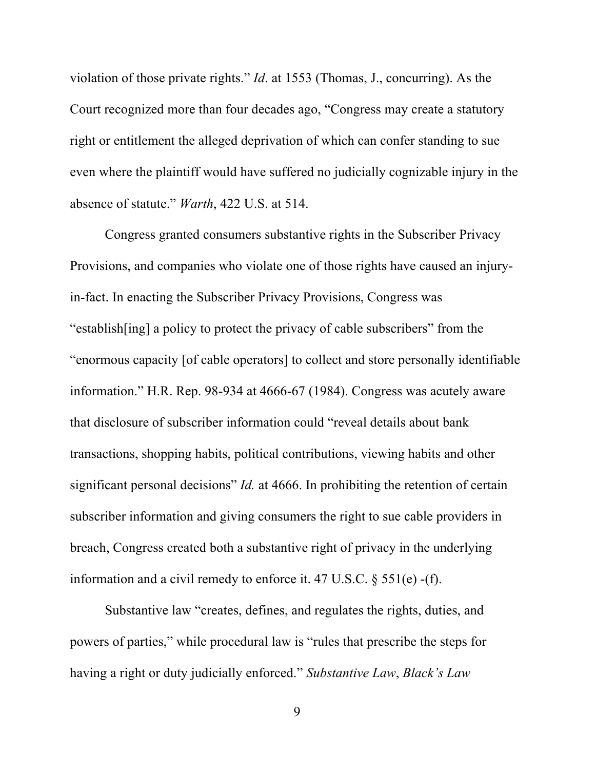violation of those private rights." *Id*. at 1553 (Thomas, J., concurring). As the Court recognized more than four decades ago, "Congress may create a statutory right or entitlement the alleged deprivation of which can confer standing to sue even where the plaintiff would have suffered no judicially cognizable injury in the absence of statute." *Warth*, 422 U.S. at 514.

Congress granted consumers substantive rights in the Subscriber Privacy Provisions, and companies who violate one of those rights have caused an injury-in-fact. In enacting the Subscriber Privacy Provisions, Congress was "establish[ing] a policy to protect the privacy of cable subscribers" from the "enormous capacity [of cable operators] to collect and store personally identifiable information." H.R. Rep. 98-934 at 4666-67 (1984). Congress was acutely aware that disclosure of subscriber information could "reveal details about bank transactions, shopping habits, political contributions, viewing habits and other significant personal decisions" *Id.* at 4666. In prohibiting the retention of certain subscriber information and giving consumers the right to sue cable providers in breach, Congress created both a substantive right of privacy in the underlying information and a civil remedy to enforce it. 47 U.S.C. § 551(e) -(f).

Substantive law "creates, defines, and regulates the rights, duties, and powers of parties," while procedural law is "rules that prescribe the steps for having a right or duty judicially enforced." *Substantive Law*, *Black's Law*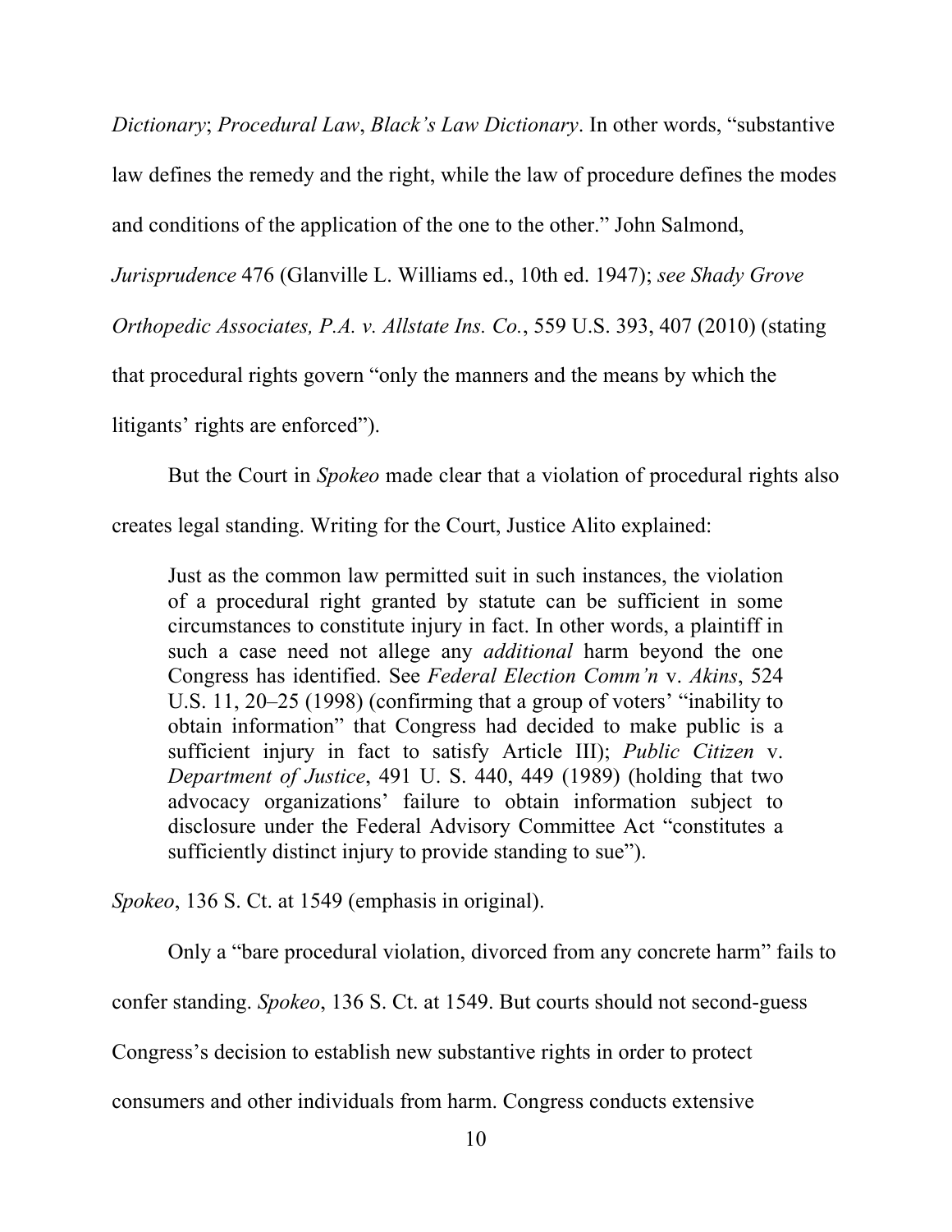*Dictionary*; *Procedural Law*, *Black's Law Dictionary*. In other words, "substantive law defines the remedy and the right, while the law of procedure defines the modes and conditions of the application of the one to the other." John Salmond, *Jurisprudence* 476 (Glanville L. Williams ed., 10th ed. 1947); *see Shady Grove Orthopedic Associates, P.A. v. Allstate Ins. Co.*, 559 U.S. 393, 407 (2010) (stating that procedural rights govern "only the manners and the means by which the litigants' rights are enforced").

But the Court in *Spokeo* made clear that a violation of procedural rights also creates legal standing. Writing for the Court, Justice Alito explained:

> Just as the common law permitted suit in such instances, the violation of a procedural right granted by statute can be sufficient in some circumstances to constitute injury in fact. In other words, a plaintiff in such a case need not allege any *additional* harm beyond the one Congress has identified. See *Federal Election Comm'n* v. *Akins*, 524 U.S. 11, 20–25 (1998) (confirming that a group of voters' "inability to obtain information" that Congress had decided to make public is a sufficient injury in fact to satisfy Article III); *Public Citizen* v. *Department of Justice*, 491 U. S. 440, 449 (1989) (holding that two advocacy organizations' failure to obtain information subject to disclosure under the Federal Advisory Committee Act "constitutes a sufficiently distinct injury to provide standing to sue").

*Spokeo*, 136 S. Ct. at 1549 (emphasis in original).

Only a "bare procedural violation, divorced from any concrete harm" fails to confer standing. *Spokeo*, 136 S. Ct. at 1549. But courts should not second-guess Congress's decision to establish new substantive rights in order to protect consumers and other individuals from harm. Congress conducts extensive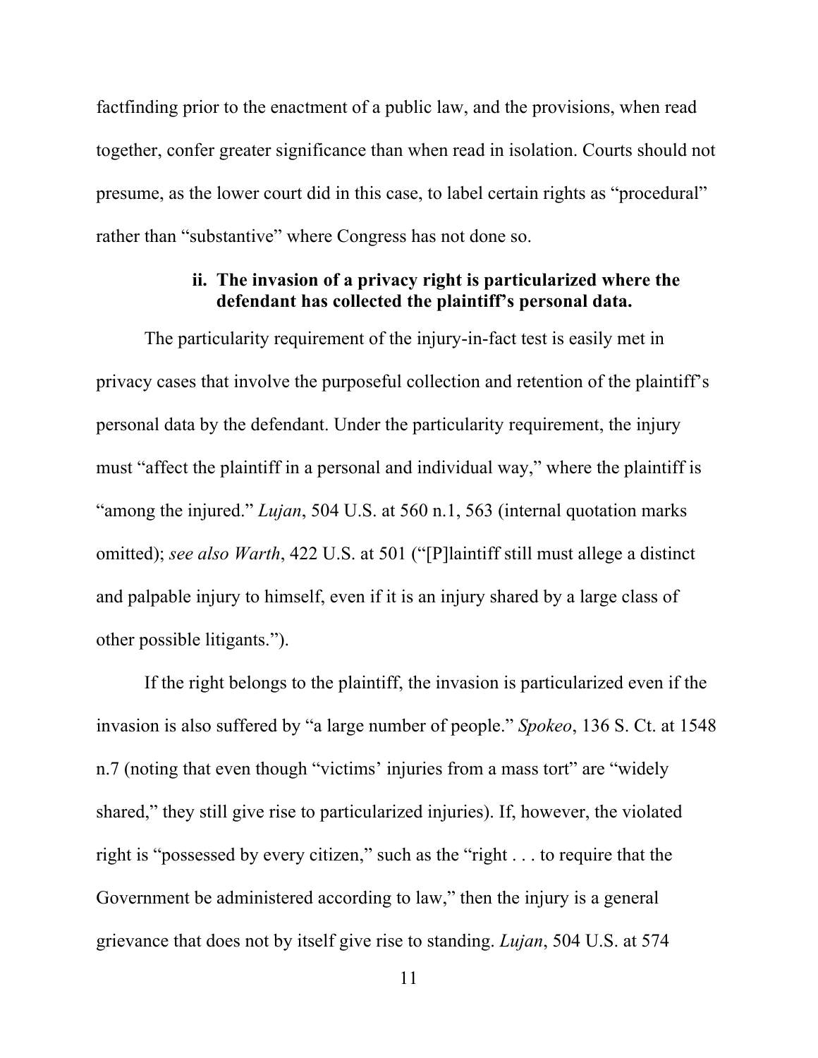factfinding prior to the enactment of a public law, and the provisions, when read together, confer greater significance than when read in isolation. Courts should not presume, as the lower court did in this case, to label certain rights as "procedural" rather than "substantive" where Congress has not done so.

#### ii. The invasion of a privacy right is particularized where the defendant has collected the plaintiff's personal data.

The particularity requirement of the injury-in-fact test is easily met in privacy cases that involve the purposeful collection and retention of the plaintiff's personal data by the defendant. Under the particularity requirement, the injury must "affect the plaintiff in a personal and individual way," where the plaintiff is "among the injured." *Lujan*, 504 U.S. at 560 n.1, 563 (internal quotation marks omitted); *see also Warth*, 422 U.S. at 501 ("[P]laintiff still must allege a distinct and palpable injury to himself, even if it is an injury shared by a large class of other possible litigants.").

If the right belongs to the plaintiff, the invasion is particularized even if the invasion is also suffered by "a large number of people." *Spokeo*, 136 S. Ct. at 1548 n.7 (noting that even though "victims' injuries from a mass tort" are "widely shared," they still give rise to particularized injuries). If, however, the violated right is "possessed by every citizen," such as the "right . . . to require that the Government be administered according to law," then the injury is a general grievance that does not by itself give rise to standing. *Lujan*, 504 U.S. at 574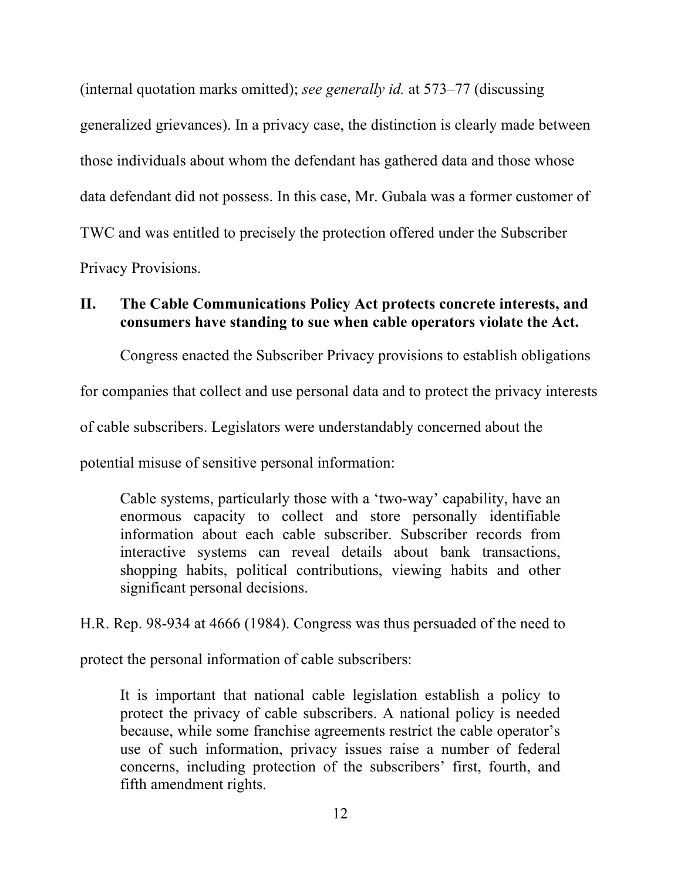(internal quotation marks omitted); *see generally id.* at 573–77 (discussing generalized grievances). In a privacy case, the distinction is clearly made between those individuals about whom the defendant has gathered data and those whose data defendant did not possess. In this case, Mr. Gubala was a former customer of TWC and was entitled to precisely the protection offered under the Subscriber Privacy Provisions.

## II. The Cable Communications Policy Act protects concrete interests, and consumers have standing to sue when cable operators violate the Act.

Congress enacted the Subscriber Privacy provisions to establish obligations for companies that collect and use personal data and to protect the privacy interests of cable subscribers. Legislators were understandably concerned about the potential misuse of sensitive personal information:

> Cable systems, particularly those with a 'two-way' capability, have an enormous capacity to collect and store personally identifiable information about each cable subscriber. Subscriber records from interactive systems can reveal details about bank transactions, shopping habits, political contributions, viewing habits and other significant personal decisions.

H.R. Rep. 98-934 at 4666 (1984). Congress was thus persuaded of the need to protect the personal information of cable subscribers:

> It is important that national cable legislation establish a policy to protect the privacy of cable subscribers. A national policy is needed because, while some franchise agreements restrict the cable operator's use of such information, privacy issues raise a number of federal concerns, including protection of the subscribers' first, fourth, and fifth amendment rights.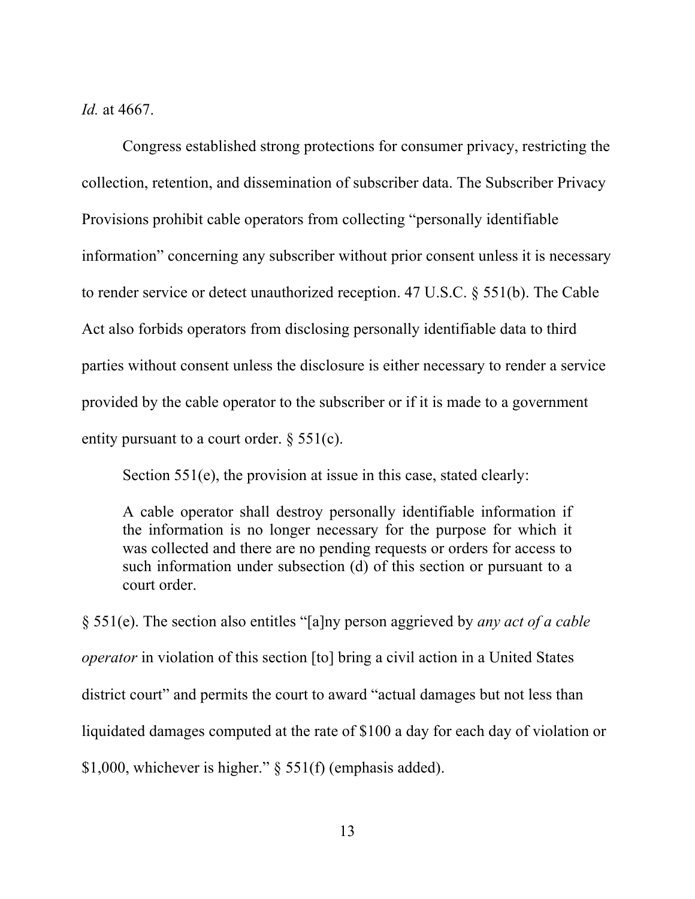*Id.* at 4667.

Congress established strong protections for consumer privacy, restricting the collection, retention, and dissemination of subscriber data. The Subscriber Privacy Provisions prohibit cable operators from collecting "personally identifiable information" concerning any subscriber without prior consent unless it is necessary to render service or detect unauthorized reception. 47 U.S.C. § 551(b). The Cable Act also forbids operators from disclosing personally identifiable data to third parties without consent unless the disclosure is either necessary to render a service provided by the cable operator to the subscriber or if it is made to a government entity pursuant to a court order. § 551(c).

Section 551(e), the provision at issue in this case, stated clearly:

> A cable operator shall destroy personally identifiable information if the information is no longer necessary for the purpose for which it was collected and there are no pending requests or orders for access to such information under subsection (d) of this section or pursuant to a court order.

§ 551(e). The section also entitles "[a]ny person aggrieved by *any act of a cable operator* in violation of this section [to] bring a civil action in a United States district court" and permits the court to award "actual damages but not less than liquidated damages computed at the rate of $100 a day for each day of violation or $1,000, whichever is higher." § 551(f) (emphasis added).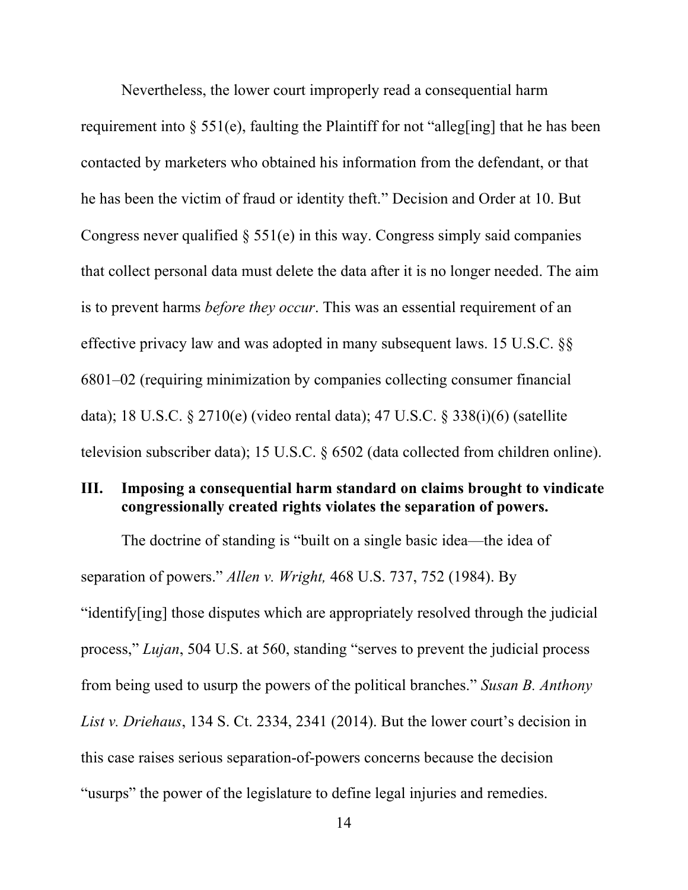Nevertheless, the lower court improperly read a consequential harm requirement into § 551(e), faulting the Plaintiff for not "alleg[ing] that he has been contacted by marketers who obtained his information from the defendant, or that he has been the victim of fraud or identity theft." Decision and Order at 10. But Congress never qualified § 551(e) in this way. Congress simply said companies that collect personal data must delete the data after it is no longer needed. The aim is to prevent harms *before they occur*. This was an essential requirement of an effective privacy law and was adopted in many subsequent laws. 15 U.S.C. §§ 6801–02 (requiring minimization by companies collecting consumer financial data); 18 U.S.C. § 2710(e) (video rental data); 47 U.S.C. § 338(i)(6) (satellite television subscriber data); 15 U.S.C. § 6502 (data collected from children online).

## III. Imposing a consequential harm standard on claims brought to vindicate congressionally created rights violates the separation of powers.

The doctrine of standing is "built on a single basic idea—the idea of separation of powers." *Allen v. Wright,* 468 U.S. 737, 752 (1984). By "identify[ing] those disputes which are appropriately resolved through the judicial process," *Lujan*, 504 U.S. at 560, standing "serves to prevent the judicial process from being used to usurp the powers of the political branches." *Susan B. Anthony List v. Driehaus*, 134 S. Ct. 2334, 2341 (2014). But the lower court's decision in this case raises serious separation-of-powers concerns because the decision "usurps" the power of the legislature to define legal injuries and remedies.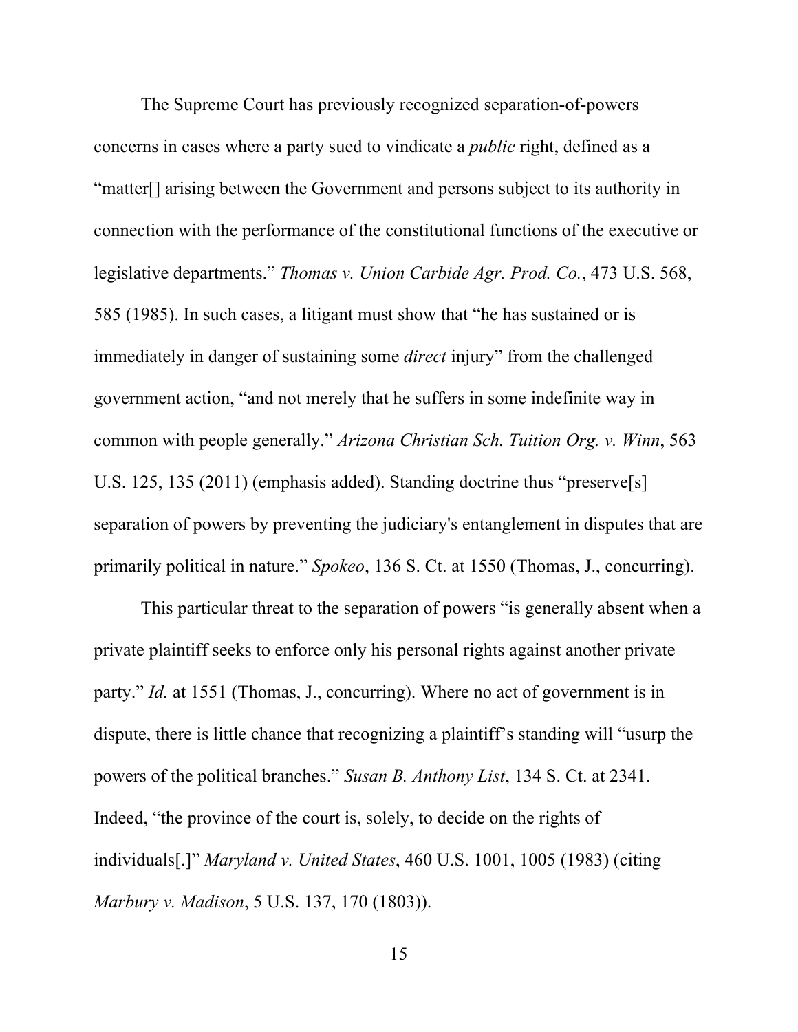The Supreme Court has previously recognized separation-of-powers concerns in cases where a party sued to vindicate a *public* right, defined as a "matter[] arising between the Government and persons subject to its authority in connection with the performance of the constitutional functions of the executive or legislative departments." *Thomas v. Union Carbide Agr. Prod. Co.*, 473 U.S. 568, 585 (1985). In such cases, a litigant must show that "he has sustained or is immediately in danger of sustaining some *direct* injury" from the challenged government action, "and not merely that he suffers in some indefinite way in common with people generally." *Arizona Christian Sch. Tuition Org. v. Winn*, 563 U.S. 125, 135 (2011) (emphasis added). Standing doctrine thus "preserve[s] separation of powers by preventing the judiciary's entanglement in disputes that are primarily political in nature." *Spokeo*, 136 S. Ct. at 1550 (Thomas, J., concurring).

This particular threat to the separation of powers "is generally absent when a private plaintiff seeks to enforce only his personal rights against another private party." *Id.* at 1551 (Thomas, J., concurring). Where no act of government is in dispute, there is little chance that recognizing a plaintiff's standing will "usurp the powers of the political branches." *Susan B. Anthony List*, 134 S. Ct. at 2341. Indeed, "the province of the court is, solely, to decide on the rights of individuals[.]" *Maryland v. United States*, 460 U.S. 1001, 1005 (1983) (citing *Marbury v. Madison*, 5 U.S. 137, 170 (1803)).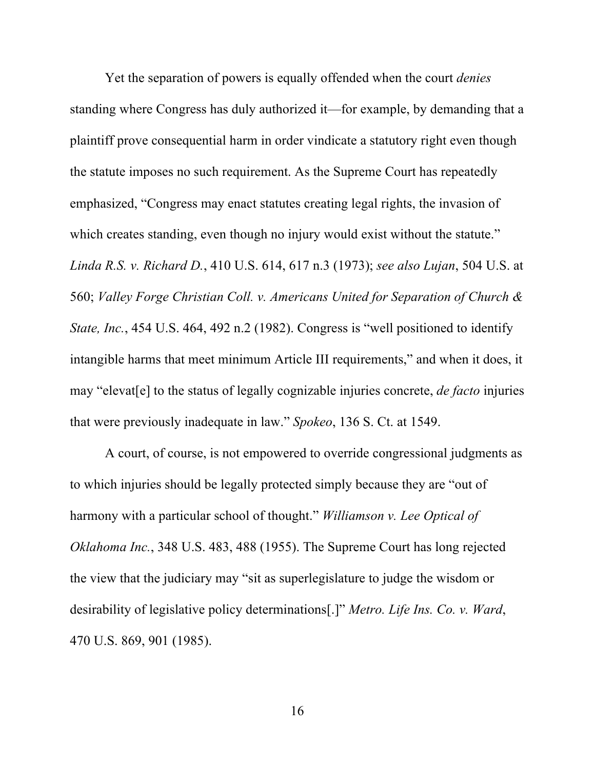Yet the separation of powers is equally offended when the court *denies* standing where Congress has duly authorized it—for example, by demanding that a plaintiff prove consequential harm in order vindicate a statutory right even though the statute imposes no such requirement. As the Supreme Court has repeatedly emphasized, "Congress may enact statutes creating legal rights, the invasion of which creates standing, even though no injury would exist without the statute." *Linda R.S. v. Richard D.*, 410 U.S. 614, 617 n.3 (1973); *see also Lujan*, 504 U.S. at 560; *Valley Forge Christian Coll. v. Americans United for Separation of Church & State, Inc.*, 454 U.S. 464, 492 n.2 (1982). Congress is "well positioned to identify intangible harms that meet minimum Article III requirements," and when it does, it may "elevat[e] to the status of legally cognizable injuries concrete, *de facto* injuries that were previously inadequate in law." *Spokeo*, 136 S. Ct. at 1549.

A court, of course, is not empowered to override congressional judgments as to which injuries should be legally protected simply because they are "out of harmony with a particular school of thought." *Williamson v. Lee Optical of Oklahoma Inc.*, 348 U.S. 483, 488 (1955). The Supreme Court has long rejected the view that the judiciary may "sit as superlegislature to judge the wisdom or desirability of legislative policy determinations[.]" *Metro. Life Ins. Co. v. Ward*, 470 U.S. 869, 901 (1985).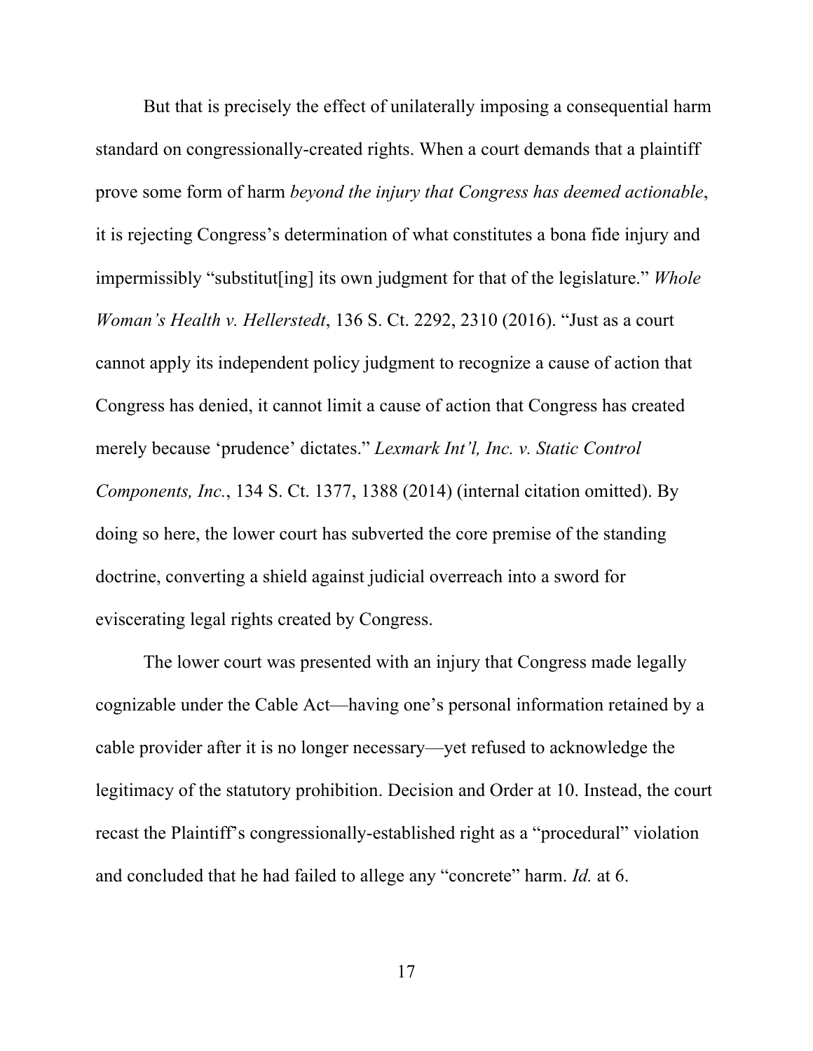But that is precisely the effect of unilaterally imposing a consequential harm standard on congressionally-created rights. When a court demands that a plaintiff prove some form of harm *beyond the injury that Congress has deemed actionable*, it is rejecting Congress's determination of what constitutes a bona fide injury and impermissibly "substitut[ing] its own judgment for that of the legislature." *Whole Woman's Health v. Hellerstedt*, 136 S. Ct. 2292, 2310 (2016). "Just as a court cannot apply its independent policy judgment to recognize a cause of action that Congress has denied, it cannot limit a cause of action that Congress has created merely because 'prudence' dictates." *Lexmark Int'l, Inc. v. Static Control Components, Inc.*, 134 S. Ct. 1377, 1388 (2014) (internal citation omitted). By doing so here, the lower court has subverted the core premise of the standing doctrine, converting a shield against judicial overreach into a sword for eviscerating legal rights created by Congress.

The lower court was presented with an injury that Congress made legally cognizable under the Cable Act—having one's personal information retained by a cable provider after it is no longer necessary—yet refused to acknowledge the legitimacy of the statutory prohibition. Decision and Order at 10. Instead, the court recast the Plaintiff's congressionally-established right as a "procedural" violation and concluded that he had failed to allege any "concrete" harm. *Id.* at 6.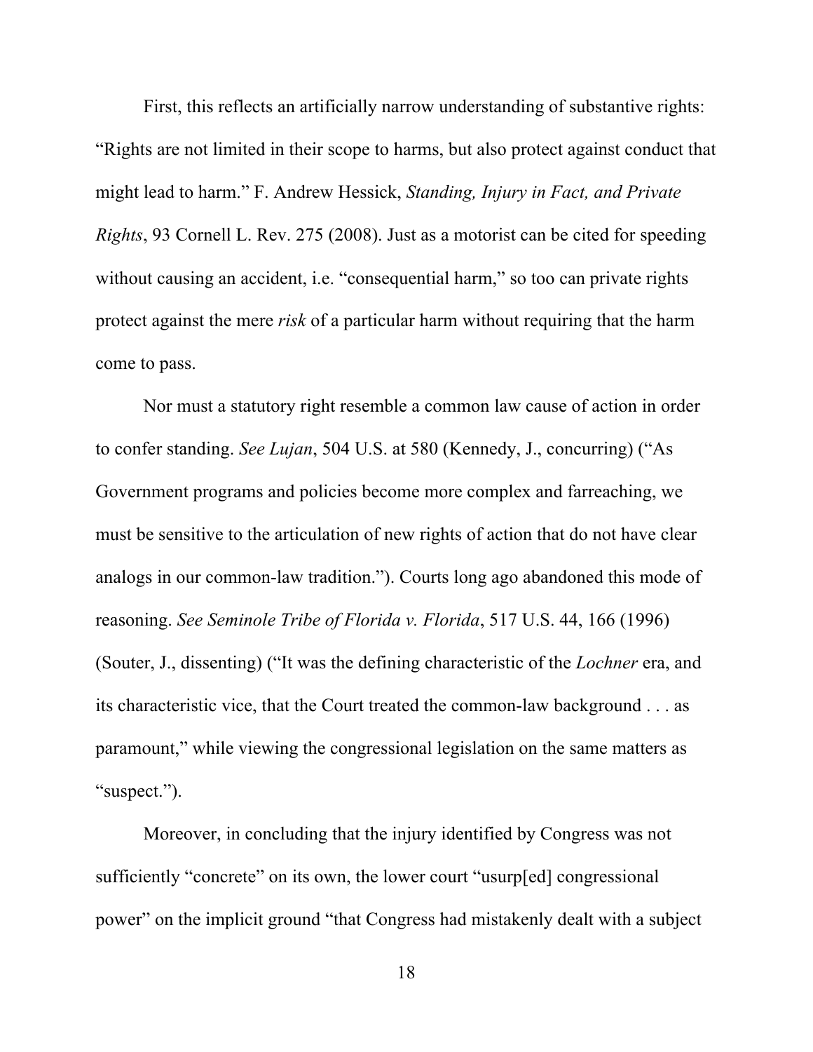First, this reflects an artificially narrow understanding of substantive rights: "Rights are not limited in their scope to harms, but also protect against conduct that might lead to harm." F. Andrew Hessick, *Standing, Injury in Fact, and Private Rights*, 93 Cornell L. Rev. 275 (2008). Just as a motorist can be cited for speeding without causing an accident, i.e. "consequential harm," so too can private rights protect against the mere *risk* of a particular harm without requiring that the harm come to pass.

Nor must a statutory right resemble a common law cause of action in order to confer standing. *See Lujan*, 504 U.S. at 580 (Kennedy, J., concurring) ("As Government programs and policies become more complex and farreaching, we must be sensitive to the articulation of new rights of action that do not have clear analogs in our common-law tradition."). Courts long ago abandoned this mode of reasoning. *See Seminole Tribe of Florida v. Florida*, 517 U.S. 44, 166 (1996) (Souter, J., dissenting) ("It was the defining characteristic of the *Lochner* era, and its characteristic vice, that the Court treated the common-law background . . . as paramount," while viewing the congressional legislation on the same matters as "suspect.").

Moreover, in concluding that the injury identified by Congress was not sufficiently "concrete" on its own, the lower court "usurp[ed] congressional power" on the implicit ground "that Congress had mistakenly dealt with a subject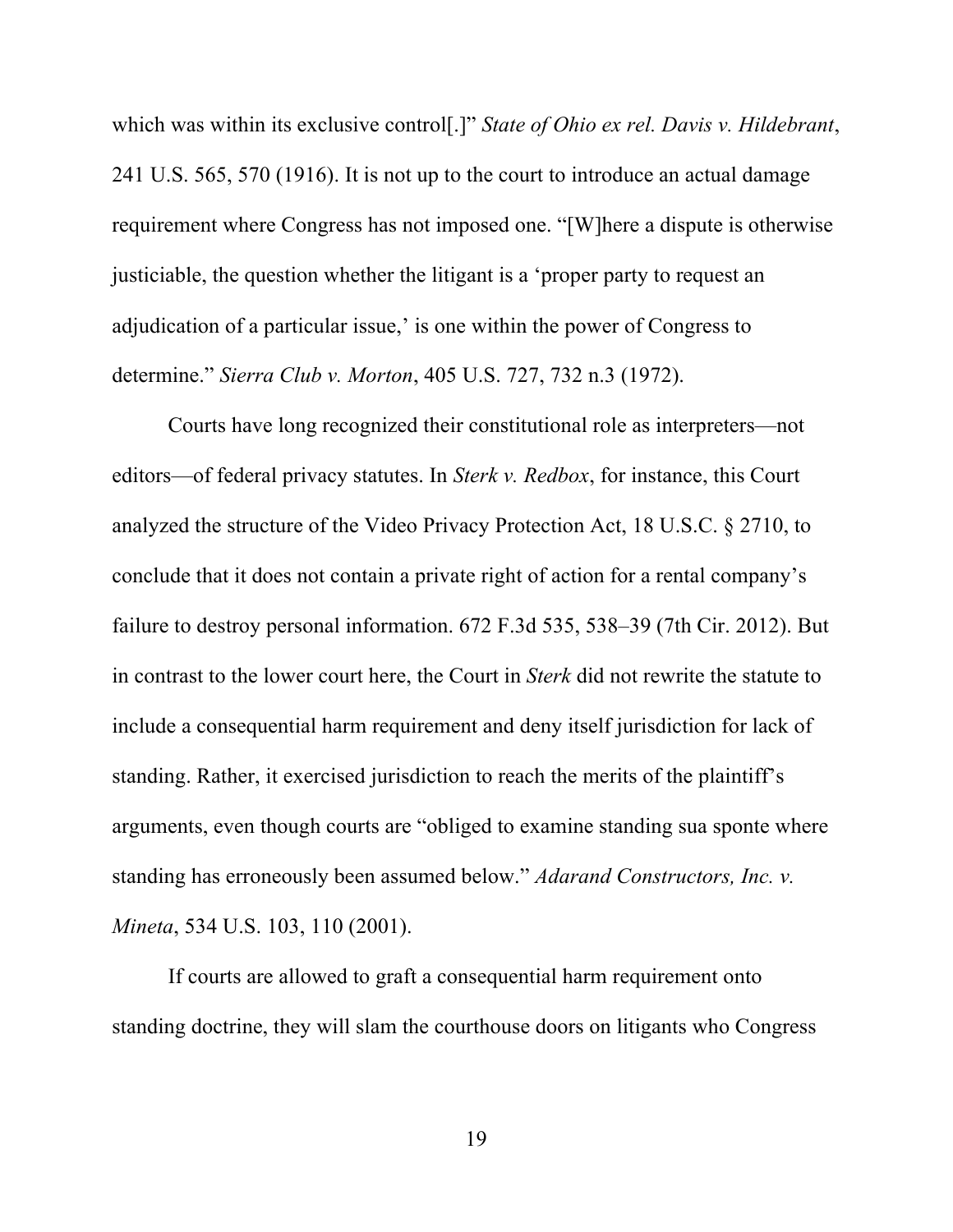which was within its exclusive control[.]" *State of Ohio ex rel. Davis v. Hildebrant*, 241 U.S. 565, 570 (1916). It is not up to the court to introduce an actual damage requirement where Congress has not imposed one. "[W]here a dispute is otherwise justiciable, the question whether the litigant is a 'proper party to request an adjudication of a particular issue,' is one within the power of Congress to determine." *Sierra Club v. Morton*, 405 U.S. 727, 732 n.3 (1972).

Courts have long recognized their constitutional role as interpreters—not editors—of federal privacy statutes. In *Sterk v. Redbox*, for instance, this Court analyzed the structure of the Video Privacy Protection Act, 18 U.S.C. § 2710, to conclude that it does not contain a private right of action for a rental company's failure to destroy personal information. 672 F.3d 535, 538–39 (7th Cir. 2012). But in contrast to the lower court here, the Court in *Sterk* did not rewrite the statute to include a consequential harm requirement and deny itself jurisdiction for lack of standing. Rather, it exercised jurisdiction to reach the merits of the plaintiff's arguments, even though courts are "obliged to examine standing sua sponte where standing has erroneously been assumed below." *Adarand Constructors, Inc. v. Mineta*, 534 U.S. 103, 110 (2001).

If courts are allowed to graft a consequential harm requirement onto standing doctrine, they will slam the courthouse doors on litigants who Congress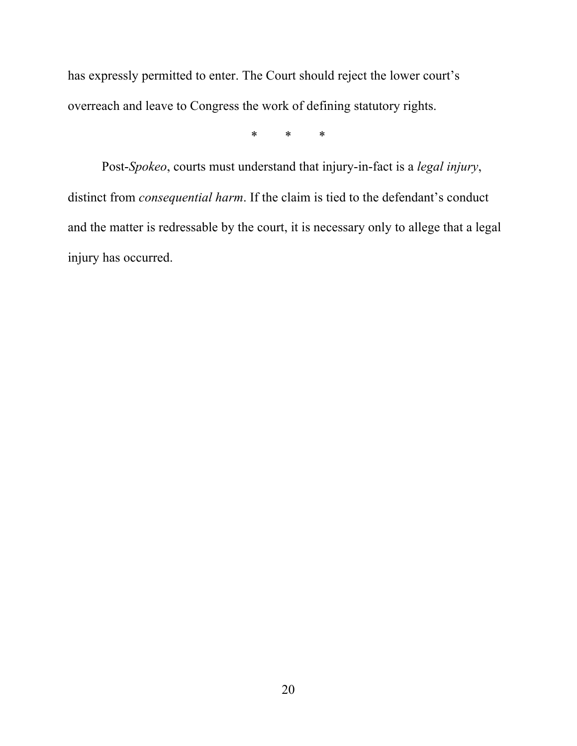has expressly permitted to enter. The Court should reject the lower court's overreach and leave to Congress the work of defining statutory rights.

\* \* \*

Post-*Spokeo*, courts must understand that injury-in-fact is a *legal injury*, distinct from *consequential harm*. If the claim is tied to the defendant's conduct and the matter is redressable by the court, it is necessary only to allege that a legal injury has occurred.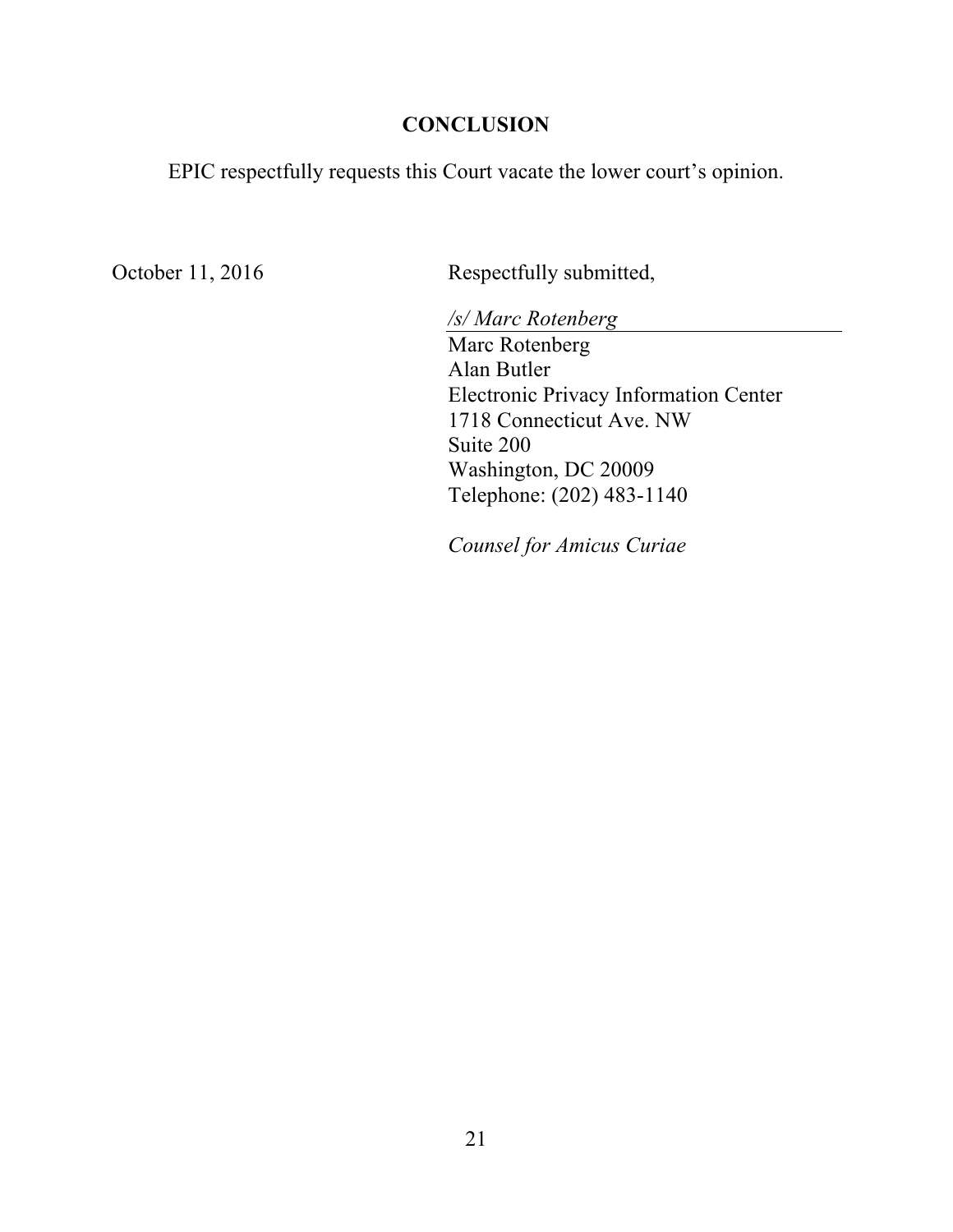## CONCLUSION

EPIC respectfully requests this Court vacate the lower court's opinion.

October 11, 2016

Respectfully submitted,

*/s/ Marc Rotenberg*

Marc Rotenberg
Alan Butler
Electronic Privacy Information Center
1718 Connecticut Ave. NW
Suite 200
Washington, DC 20009
Telephone: (202) 483-1140

*Counsel for Amicus Curiae*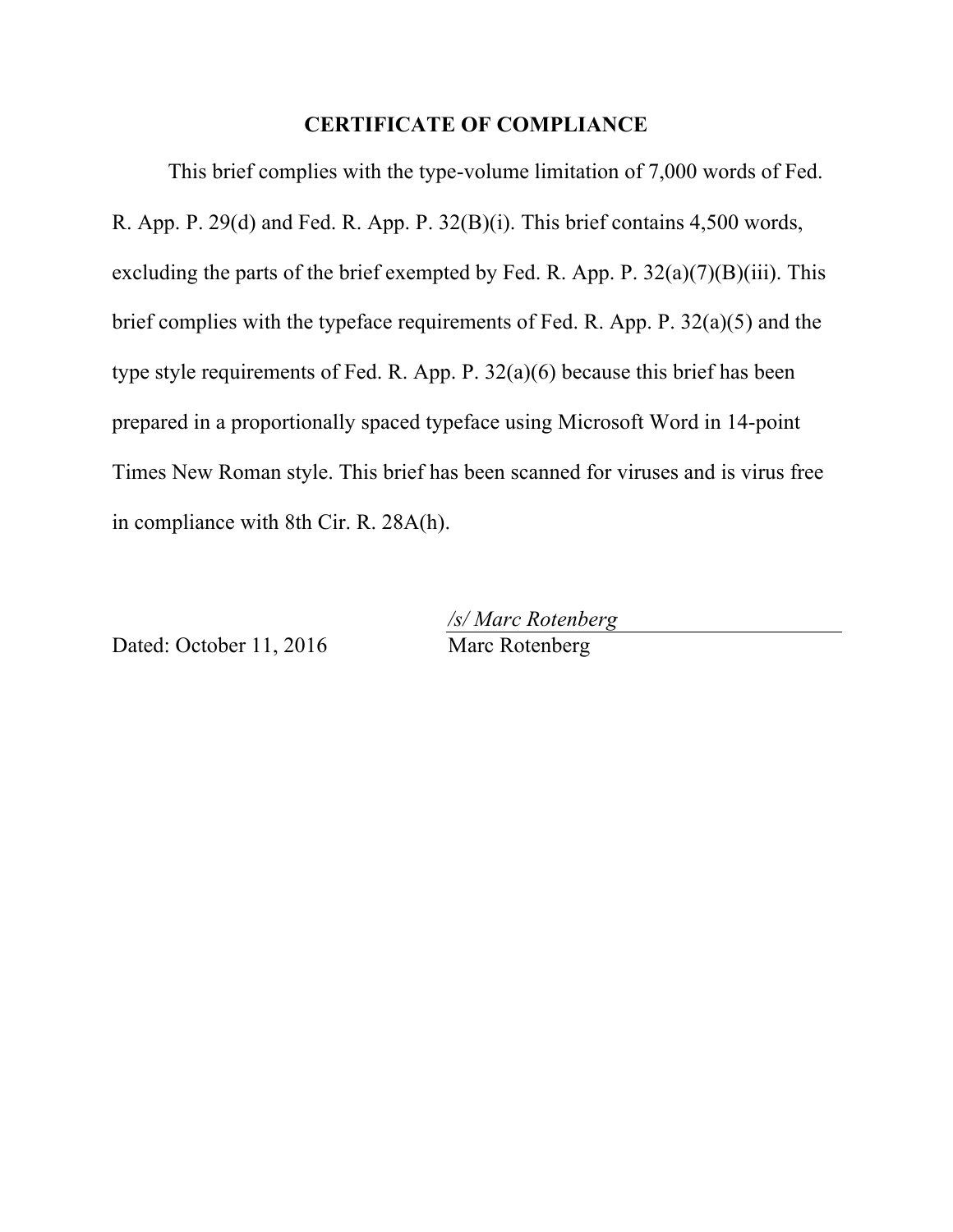## CERTIFICATE OF COMPLIANCE

This brief complies with the type-volume limitation of 7,000 words of Fed. R. App. P. 29(d) and Fed. R. App. P. 32(B)(i). This brief contains 4,500 words, excluding the parts of the brief exempted by Fed. R. App. P. 32(a)(7)(B)(iii). This brief complies with the typeface requirements of Fed. R. App. P. 32(a)(5) and the type style requirements of Fed. R. App. P. 32(a)(6) because this brief has been prepared in a proportionally spaced typeface using Microsoft Word in 14-point Times New Roman style. This brief has been scanned for viruses and is virus free in compliance with 8th Cir. R. 28A(h).

Dated: October 11, 2016

*/s/ Marc Rotenberg*
Marc Rotenberg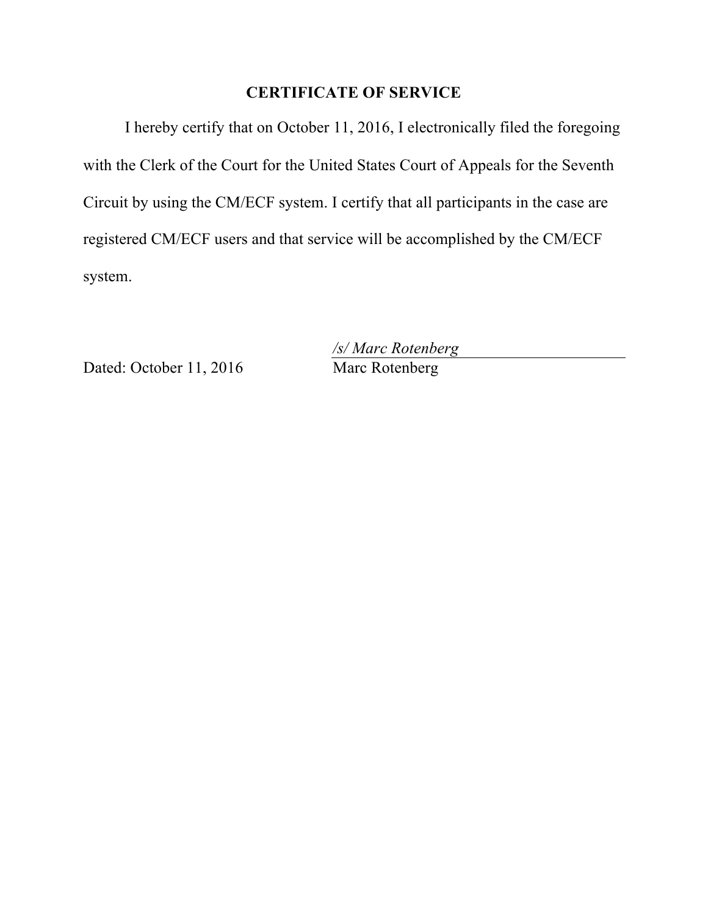## CERTIFICATE OF SERVICE

I hereby certify that on October 11, 2016, I electronically filed the foregoing with the Clerk of the Court for the United States Court of Appeals for the Seventh Circuit by using the CM/ECF system. I certify that all participants in the case are registered CM/ECF users and that service will be accomplished by the CM/ECF system.

Dated: October 11, 2016

*/s/ Marc Rotenberg*
Marc Rotenberg